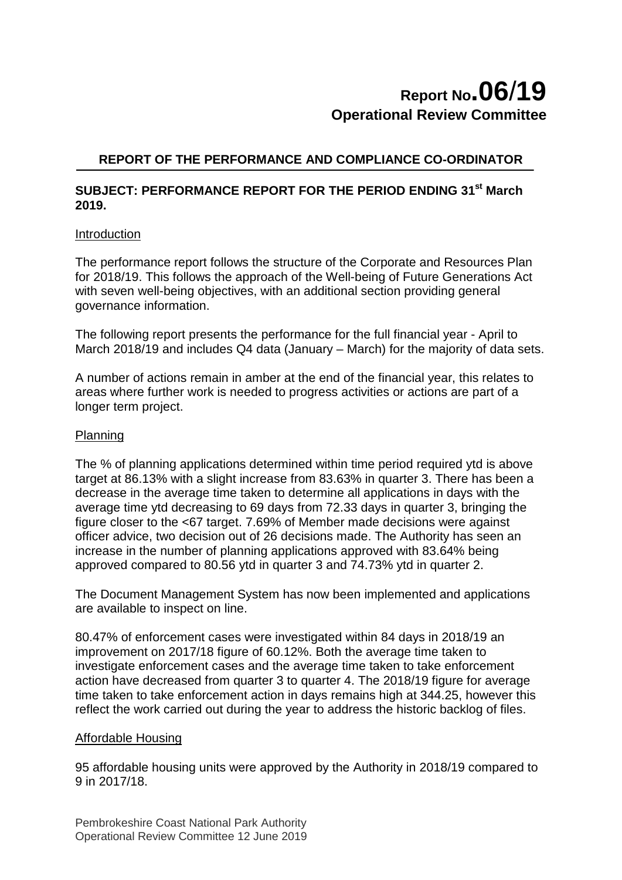# Report No.06/19
## Operational Review Committee

### REPORT OF THE PERFORMANCE AND COMPLIANCE CO-ORDINATOR

**SUBJECT: PERFORMANCE REPORT FOR THE PERIOD ENDING 31st March 2019.**

Introduction

The performance report follows the structure of the Corporate and Resources Plan for 2018/19. This follows the approach of the Well-being of Future Generations Act with seven well-being objectives, with an additional section providing general governance information.

The following report presents the performance for the full financial year - April to March 2018/19 and includes Q4 data (January – March) for the majority of data sets.

A number of actions remain in amber at the end of the financial year, this relates to areas where further work is needed to progress activities or actions are part of a longer term project.

Planning

The % of planning applications determined within time period required ytd is above target at 86.13% with a slight increase from 83.63% in quarter 3. There has been a decrease in the average time taken to determine all applications in days with the average time ytd decreasing to 69 days from 72.33 days in quarter 3, bringing the figure closer to the <67 target. 7.69% of Member made decisions were against officer advice, two decision out of 26 decisions made. The Authority has seen an increase in the number of planning applications approved with 83.64% being approved compared to 80.56 ytd in quarter 3 and 74.73% ytd in quarter 2.

The Document Management System has now been implemented and applications are available to inspect on line.

80.47% of enforcement cases were investigated within 84 days in 2018/19 an improvement on 2017/18 figure of 60.12%. Both the average time taken to investigate enforcement cases and the average time taken to take enforcement action have decreased from quarter 3 to quarter 4. The 2018/19 figure for average time taken to take enforcement action in days remains high at 344.25, however this reflect the work carried out during the year to address the historic backlog of files.

Affordable Housing

95 affordable housing units were approved by the Authority in 2018/19 compared to 9 in 2017/18.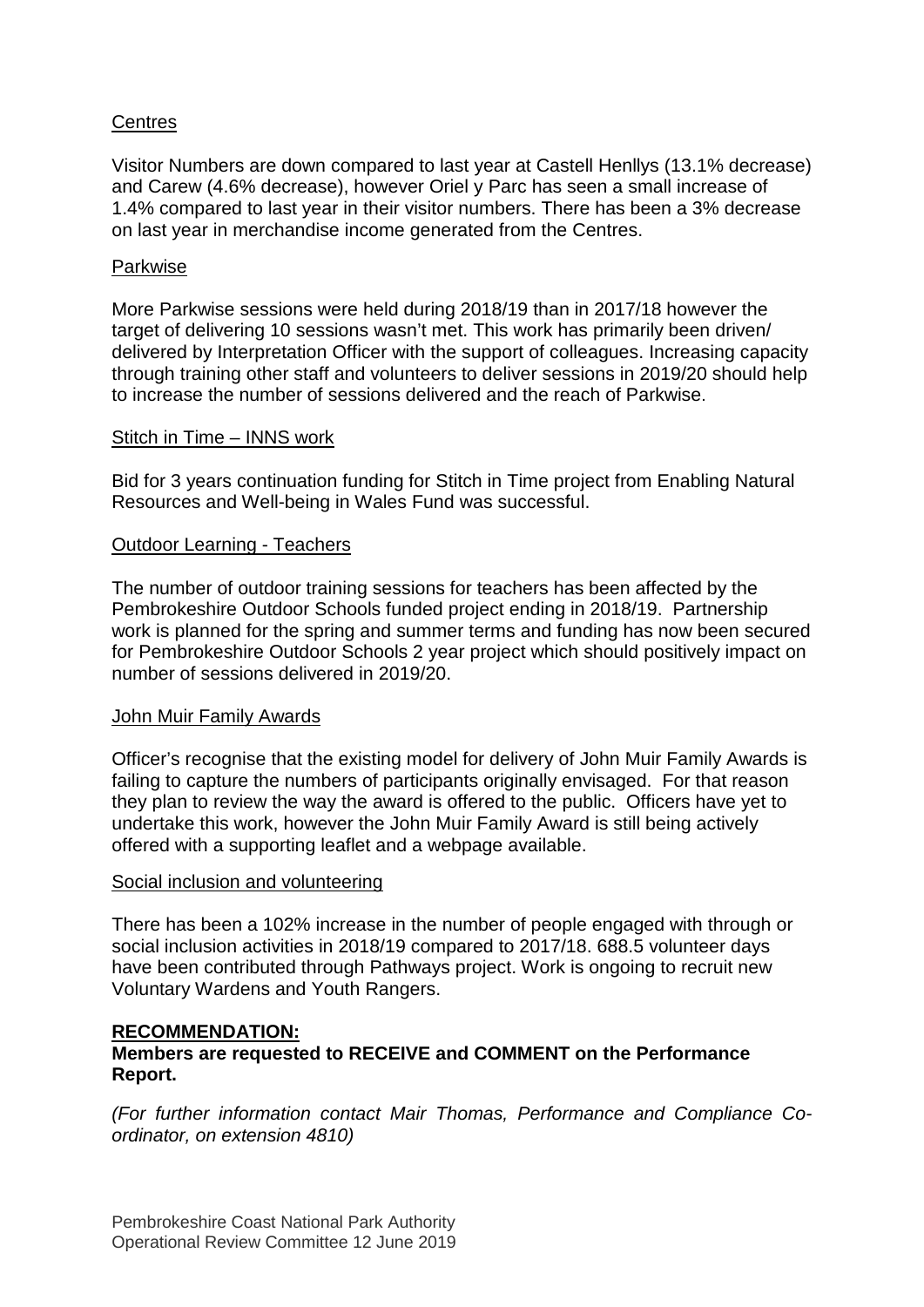Centres

Visitor Numbers are down compared to last year at Castell Henllys (13.1% decrease) and Carew (4.6% decrease), however Oriel y Parc has seen a small increase of 1.4% compared to last year in their visitor numbers. There has been a 3% decrease on last year in merchandise income generated from the Centres.

Parkwise

More Parkwise sessions were held during 2018/19 than in 2017/18 however the target of delivering 10 sessions wasn't met. This work has primarily been driven/ delivered by Interpretation Officer with the support of colleagues. Increasing capacity through training other staff and volunteers to deliver sessions in 2019/20 should help to increase the number of sessions delivered and the reach of Parkwise.

Stitch in Time – INNS work

Bid for 3 years continuation funding for Stitch in Time project from Enabling Natural Resources and Well-being in Wales Fund was successful.

Outdoor Learning - Teachers

The number of outdoor training sessions for teachers has been affected by the Pembrokeshire Outdoor Schools funded project ending in 2018/19. Partnership work is planned for the spring and summer terms and funding has now been secured for Pembrokeshire Outdoor Schools 2 year project which should positively impact on number of sessions delivered in 2019/20.

John Muir Family Awards

Officer's recognise that the existing model for delivery of John Muir Family Awards is failing to capture the numbers of participants originally envisaged. For that reason they plan to review the way the award is offered to the public. Officers have yet to undertake this work, however the John Muir Family Award is still being actively offered with a supporting leaflet and a webpage available.

Social inclusion and volunteering

There has been a 102% increase in the number of people engaged with through or social inclusion activities in 2018/19 compared to 2017/18. 688.5 volunteer days have been contributed through Pathways project. Work is ongoing to recruit new Voluntary Wardens and Youth Rangers.

**RECOMMENDATION:**
**Members are requested to RECEIVE and COMMENT on the Performance Report.**

*(For further information contact Mair Thomas, Performance and Compliance Co-ordinator, on extension 4810)*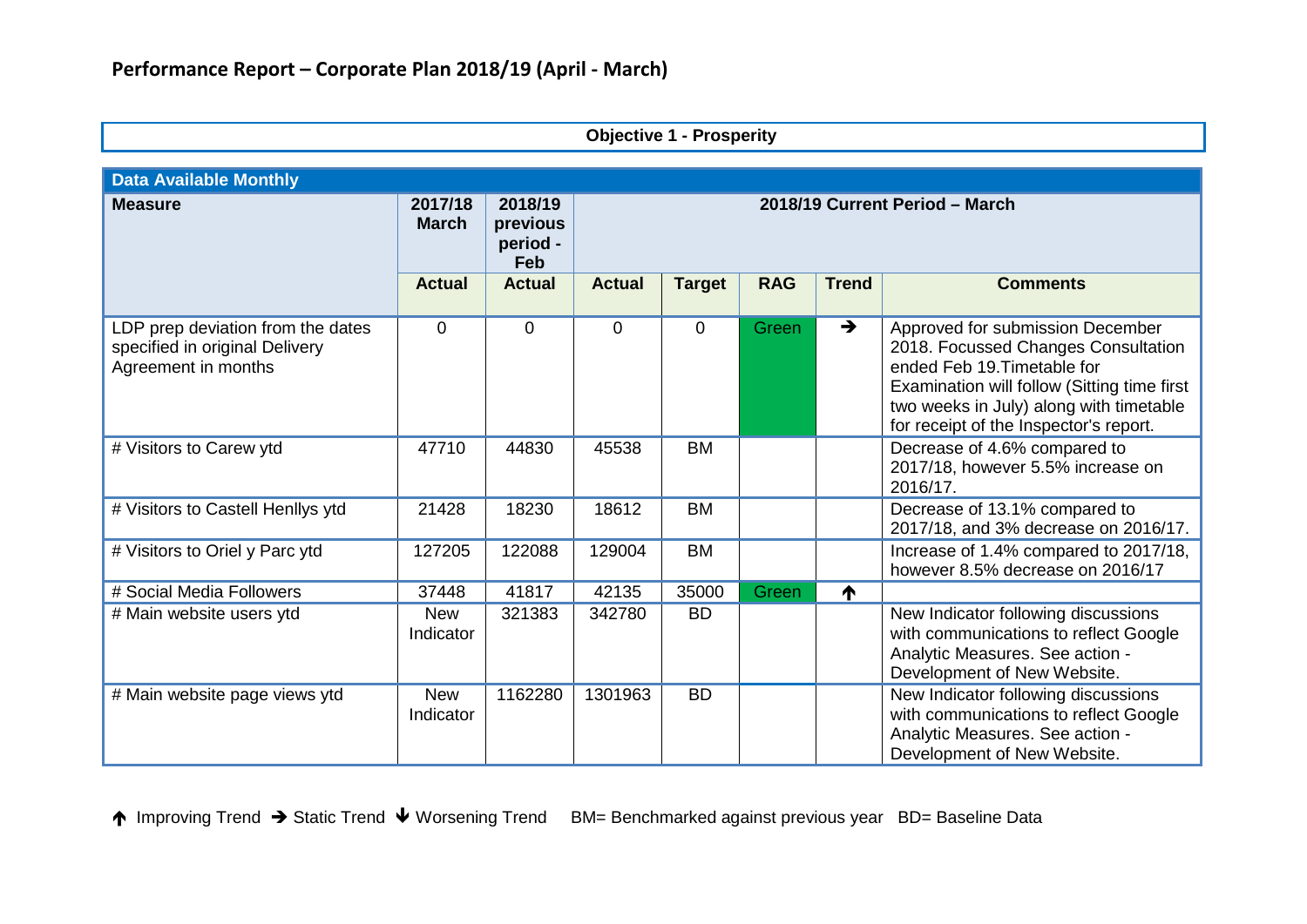# Performance Report – Corporate Plan 2018/19 (April - March)

## Objective 1 - Prosperity

| Data Available Monthly | | | | | | | |
|---|---|---|---|---|---|---|---|
| **Measure** | **2017/18 March** | **2018/19 previous period - Feb** | **2018/19 Current Period – March** | | | | |
| | **Actual** | **Actual** | **Actual** | **Target** | **RAG** | **Trend** | **Comments** |
| LDP prep deviation from the dates specified in original Delivery Agreement in months | 0 | 0 | 0 | 0 | Green | ➔ | Approved for submission December 2018. Focussed Changes Consultation ended Feb 19.Timetable for Examination will follow (Sitting time first two weeks in July) along with timetable for receipt of the Inspector's report. |
| # Visitors to Carew ytd | 47710 | 44830 | 45538 | BM | | | Decrease of 4.6% compared to 2017/18, however 5.5% increase on 2016/17. |
| # Visitors to Castell Henllys ytd | 21428 | 18230 | 18612 | BM | | | Decrease of 13.1% compared to 2017/18, and 3% decrease on 2016/17. |
| # Visitors to Oriel y Parc ytd | 127205 | 122088 | 129004 | BM | | | Increase of 1.4% compared to 2017/18, however 8.5% decrease on 2016/17 |
| # Social Media Followers | 37448 | 41817 | 42135 | 35000 | Green | 🡑 | |
| # Main website users ytd | New Indicator | 321383 | 342780 | BD | | | New Indicator following discussions with communications to reflect Google Analytic Measures. See action - Development of New Website. |
| # Main website page views ytd | New Indicator | 1162280 | 1301963 | BD | | | New Indicator following discussions with communications to reflect Google Analytic Measures. See action - Development of New Website. |

🡑 Improving Trend ➔ Static Trend 🡓 Worsening Trend BM= Benchmarked against previous year BD= Baseline Data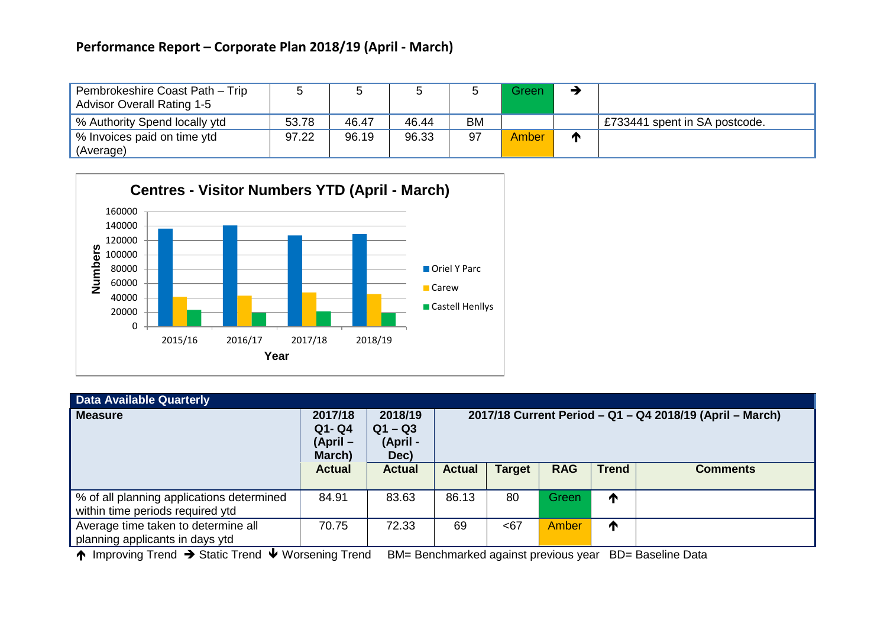## Performance Report – Corporate Plan 2018/19 (April - March)

| | | | | | | | |
|---|---|---|---|---|---|---|---|
| Pembrokeshire Coast Path – Trip Advisor Overall Rating 1-5 | 5 | 5 | 5 | 5 | Green | ➔ | |
| % Authority Spend locally ytd | 53.78 | 46.47 | 46.44 | BM | | | £733441 spent in SA postcode. |
| % Invoices paid on time ytd (Average) | 97.22 | 96.19 | 96.33 | 97 | Amber | ↑ | |

**Centres - Visitor Numbers YTD (April - March)**

| Year | Oriel Y Parc | Carew | Castell Henllys |
|---|---|---|---|
| 2015/16 | ~136000 | ~41000 | ~23000 |
| 2016/17 | ~141000 | ~43000 | ~19000 |
| 2017/18 | ~127000 | ~47000 | ~21000 |
| 2018/19 | ~129000 | ~45000 | ~18000 |

| Data Available Quarterly | | | | | | | |
|---|---|---|---|---|---|---|---|
| **Measure** | **2017/18 Q1- Q4 (April – March)** | **2018/19 Q1 – Q3 (April - Dec)** | **2017/18 Current Period – Q1 – Q4 2018/19 (April – March)** | | | | |
| | **Actual** | **Actual** | **Actual** | **Target** | **RAG** | **Trend** | **Comments** |
| % of all planning applications determined within time periods required ytd | 84.91 | 83.63 | 86.13 | 80 | Green | ↑ | |
| Average time taken to determine all planning applicants in days ytd | 70.75 | 72.33 | 69 | <67 | Amber | ↑ | |

↑ Improving Trend ➔ Static Trend ↓ Worsening Trend   BM= Benchmarked against previous year   BD= Baseline Data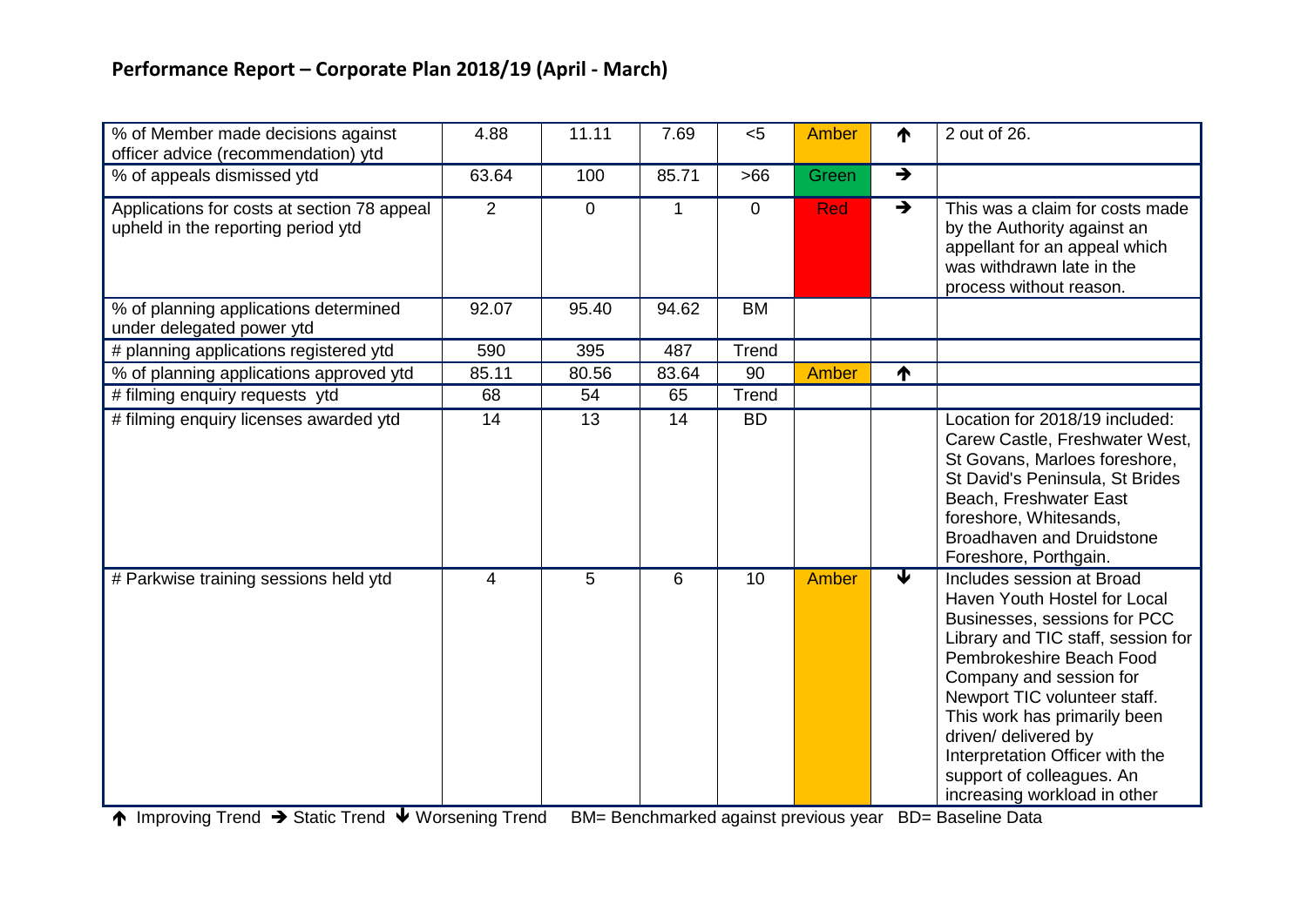## Performance Report – Corporate Plan 2018/19 (April - March)

| | | | | | | | |
|---|---|---|---|---|---|---|---|
| % of Member made decisions against officer advice (recommendation) ytd | 4.88 | 11.11 | 7.69 | <5 | Amber | ↑ | 2 out of 26. |
| % of appeals dismissed ytd | 63.64 | 100 | 85.71 | >66 | Green | → | |
| Applications for costs at section 78 appeal upheld in the reporting period ytd | 2 | 0 | 1 | 0 | Red | → | This was a claim for costs made by the Authority against an appellant for an appeal which was withdrawn late in the process without reason. |
| % of planning applications determined under delegated power ytd | 92.07 | 95.40 | 94.62 | BM | | | |
| # planning applications registered ytd | 590 | 395 | 487 | Trend | | | |
| % of planning applications approved ytd | 85.11 | 80.56 | 83.64 | 90 | Amber | ↑ | |
| # filming enquiry requests ytd | 68 | 54 | 65 | Trend | | | |
| # filming enquiry licenses awarded ytd | 14 | 13 | 14 | BD | | | Location for 2018/19 included: Carew Castle, Freshwater West, St Govans, Marloes foreshore, St David's Peninsula, St Brides Beach, Freshwater East foreshore, Whitesands, Broadhaven and Druidstone Foreshore, Porthgain. |
| # Parkwise training sessions held ytd | 4 | 5 | 6 | 10 | Amber | ↓ | Includes session at Broad Haven Youth Hostel for Local Businesses, sessions for PCC Library and TIC staff, session for Pembrokeshire Beach Food Company and session for Newport TIC volunteer staff. This work has primarily been driven/ delivered by Interpretation Officer with the support of colleagues. An increasing workload in other |

↑ Improving Trend → Static Trend ↓ Worsening Trend BM= Benchmarked against previous year BD= Baseline Data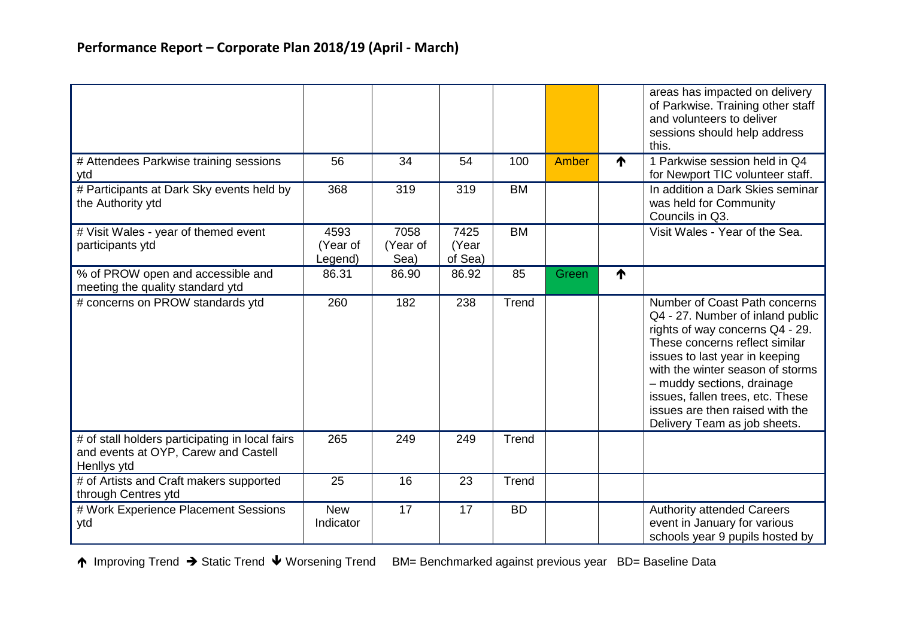## Performance Report – Corporate Plan 2018/19 (April - March)

| | | | | | | | |
|---|---|---|---|---|---|---|---|
| | | | | | | | areas has impacted on delivery of Parkwise. Training other staff and volunteers to deliver sessions should help address this. |
| # Attendees Parkwise training sessions ytd | 56 | 34 | 54 | 100 | Amber | ↑ | 1 Parkwise session held in Q4 for Newport TIC volunteer staff. |
| # Participants at Dark Sky events held by the Authority ytd | 368 | 319 | 319 | BM | | | In addition a Dark Skies seminar was held for Community Councils in Q3. |
| # Visit Wales - year of themed event participants ytd | 4593 (Year of Legend) | 7058 (Year of Sea) | 7425 (Year of Sea) | BM | | | Visit Wales - Year of the Sea. |
| % of PROW open and accessible and meeting the quality standard ytd | 86.31 | 86.90 | 86.92 | 85 | Green | ↑ | |
| # concerns on PROW standards ytd | 260 | 182 | 238 | Trend | | | Number of Coast Path concerns Q4 - 27. Number of inland public rights of way concerns Q4 - 29. These concerns reflect similar issues to last year in keeping with the winter season of storms – muddy sections, drainage issues, fallen trees, etc. These issues are then raised with the Delivery Team as job sheets. |
| # of stall holders participating in local fairs and events at OYP, Carew and Castell Henllys ytd | 265 | 249 | 249 | Trend | | | |
| # of Artists and Craft makers supported through Centres ytd | 25 | 16 | 23 | Trend | | | |
| # Work Experience Placement Sessions ytd | New Indicator | 17 | 17 | BD | | | Authority attended Careers event in January for various schools year 9 pupils hosted by |

↑ Improving Trend → Static Trend ↓ Worsening Trend BM= Benchmarked against previous year BD= Baseline Data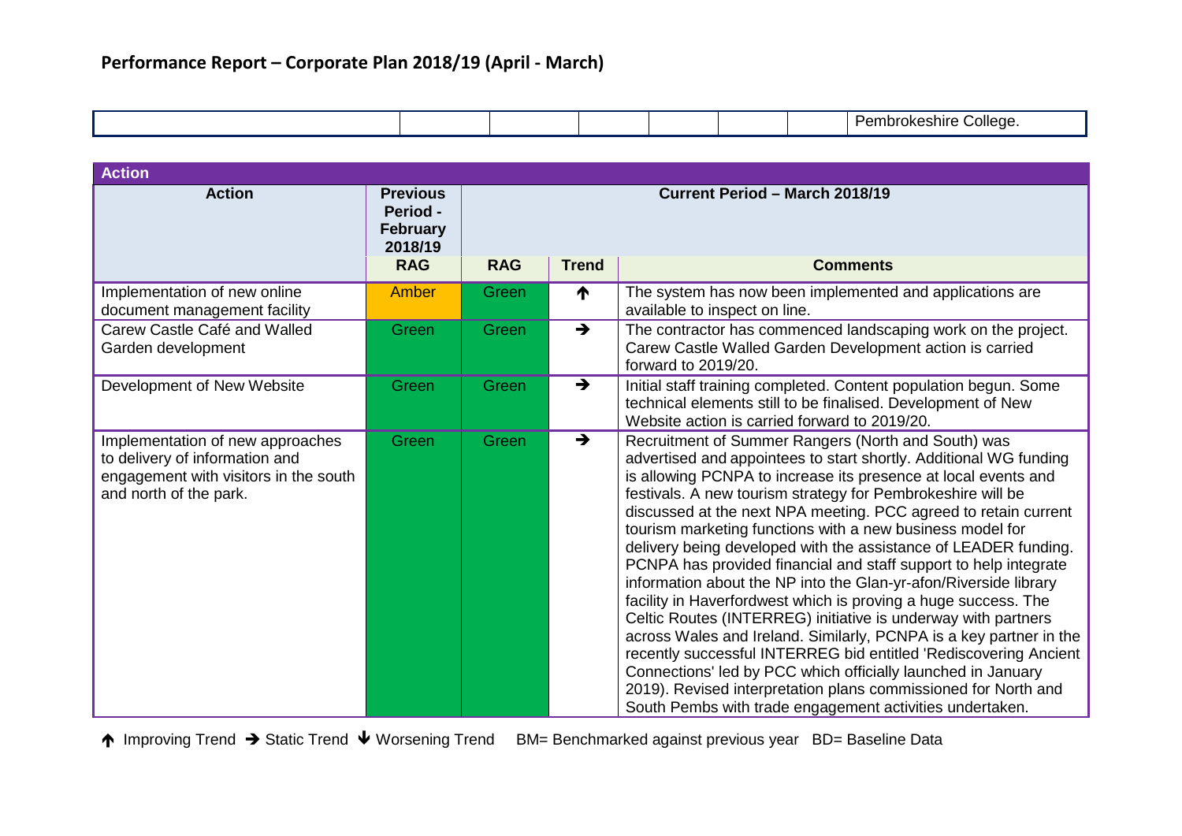## Performance Report – Corporate Plan 2018/19 (April - March)

| | | | | | | | |
|---|---|---|---|---|---|---|---|
| | | | | | | | Pembrokeshire College. |

| Action | | | | |
|---|---|---|---|---|
| **Action** | **Previous Period - February 2018/19** | **Current Period – March 2018/19** | | |
| | **RAG** | **RAG** | **Trend** | **Comments** |
| Implementation of new online document management facility | Amber | Green | ↑ | The system has now been implemented and applications are available to inspect on line. |
| Carew Castle Café and Walled Garden development | Green | Green | → | The contractor has commenced landscaping work on the project. Carew Castle Walled Garden Development action is carried forward to 2019/20. |
| Development of New Website | Green | Green | → | Initial staff training completed. Content population begun. Some technical elements still to be finalised. Development of New Website action is carried forward to 2019/20. |
| Implementation of new approaches to delivery of information and engagement with visitors in the south and north of the park. | Green | Green | → | Recruitment of Summer Rangers (North and South) was advertised and appointees to start shortly. Additional WG funding is allowing PCNPA to increase its presence at local events and festivals. A new tourism strategy for Pembrokeshire will be discussed at the next NPA meeting. PCC agreed to retain current tourism marketing functions with a new business model for delivery being developed with the assistance of LEADER funding. PCNPA has provided financial and staff support to help integrate information about the NP into the Glan-yr-afon/Riverside library facility in Haverfordwest which is proving a huge success. The Celtic Routes (INTERREG) initiative is underway with partners across Wales and Ireland. Similarly, PCNPA is a key partner in the recently successful INTERREG bid entitled 'Rediscovering Ancient Connections' led by PCC which officially launched in January 2019). Revised interpretation plans commissioned for North and South Pembs with trade engagement activities undertaken. |

↑ Improving Trend → Static Trend ↓ Worsening Trend BM= Benchmarked against previous year BD= Baseline Data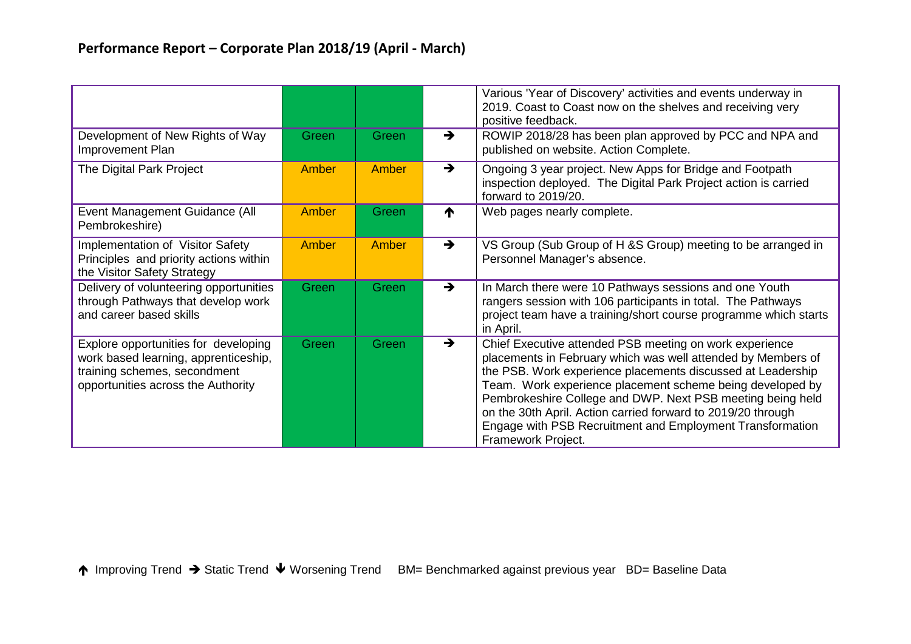## Performance Report – Corporate Plan 2018/19 (April - March)

| | | | | |
|---|---|---|---|---|
| | | | | Various 'Year of Discovery' activities and events underway in 2019. Coast to Coast now on the shelves and receiving very positive feedback. |
| Development of New Rights of Way Improvement Plan | Green | Green | → | ROWIP 2018/28 has been plan approved by PCC and NPA and published on website. Action Complete. |
| The Digital Park Project | Amber | Amber | → | Ongoing 3 year project. New Apps for Bridge and Footpath inspection deployed. The Digital Park Project action is carried forward to 2019/20. |
| Event Management Guidance (All Pembrokeshire) | Amber | Green | ↑ | Web pages nearly complete. |
| Implementation of Visitor Safety Principles and priority actions within the Visitor Safety Strategy | Amber | Amber | → | VS Group (Sub Group of H &S Group) meeting to be arranged in Personnel Manager's absence. |
| Delivery of volunteering opportunities through Pathways that develop work and career based skills | Green | Green | → | In March there were 10 Pathways sessions and one Youth rangers session with 106 participants in total. The Pathways project team have a training/short course programme which starts in April. |
| Explore opportunities for developing work based learning, apprenticeship, training schemes, secondment opportunities across the Authority | Green | Green | → | Chief Executive attended PSB meeting on work experience placements in February which was well attended by Members of the PSB. Work experience placements discussed at Leadership Team. Work experience placement scheme being developed by Pembrokeshire College and DWP. Next PSB meeting being held on the 30th April. Action carried forward to 2019/20 through Engage with PSB Recruitment and Employment Transformation Framework Project. |

↑ Improving Trend → Static Trend ↓ Worsening Trend    BM= Benchmarked against previous year   BD= Baseline Data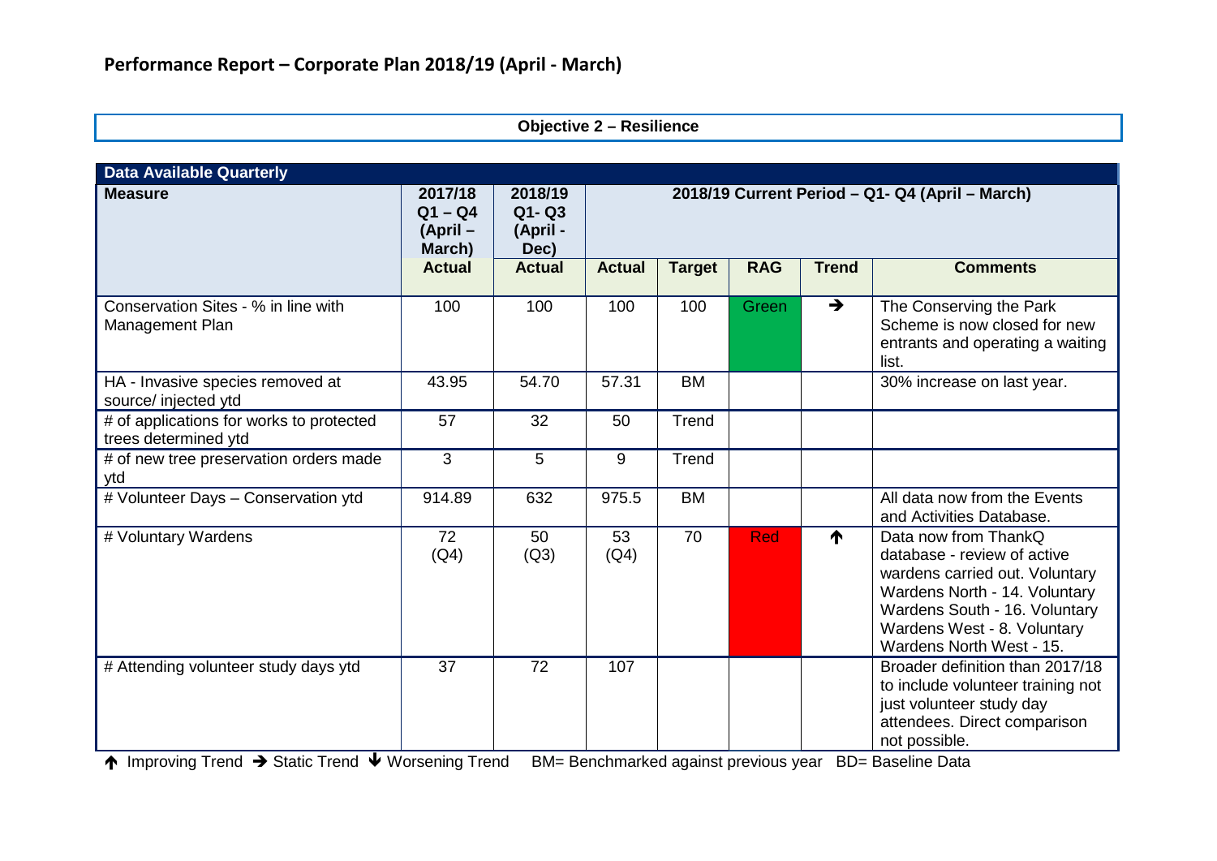## Performance Report – Corporate Plan 2018/19 (April - March)

### Objective 2 – Resilience

| Data Available Quarterly | | | | | | | |
|---|---|---|---|---|---|---|---|
| **Measure** | **2017/18 Q1 – Q4 (April – March)** | **2018/19 Q1- Q3 (April - Dec)** | **2018/19 Current Period – Q1- Q4 (April – March)** | | | | |
| | **Actual** | **Actual** | **Actual** | **Target** | **RAG** | **Trend** | **Comments** |
| Conservation Sites - % in line with Management Plan | 100 | 100 | 100 | 100 | Green | ➔ | The Conserving the Park Scheme is now closed for new entrants and operating a waiting list. |
| HA - Invasive species removed at source/ injected ytd | 43.95 | 54.70 | 57.31 | BM | | | 30% increase on last year. |
| # of applications for works to protected trees determined ytd | 57 | 32 | 50 | Trend | | | |
| # of new tree preservation orders made ytd | 3 | 5 | 9 | Trend | | | |
| # Volunteer Days – Conservation ytd | 914.89 | 632 | 975.5 | BM | | | All data now from the Events and Activities Database. |
| # Voluntary Wardens | 72 (Q4) | 50 (Q3) | 53 (Q4) | 70 | Red | ↑ | Data now from ThankQ database - review of active wardens carried out. Voluntary Wardens North - 14. Voluntary Wardens South - 16. Voluntary Wardens West - 8. Voluntary Wardens North West - 15. |
| # Attending volunteer study days ytd | 37 | 72 | 107 | | | | Broader definition than 2017/18 to include volunteer training not just volunteer study day attendees. Direct comparison not possible. |

↑ Improving Trend ➔ Static Trend ↓ Worsening Trend BM= Benchmarked against previous year BD= Baseline Data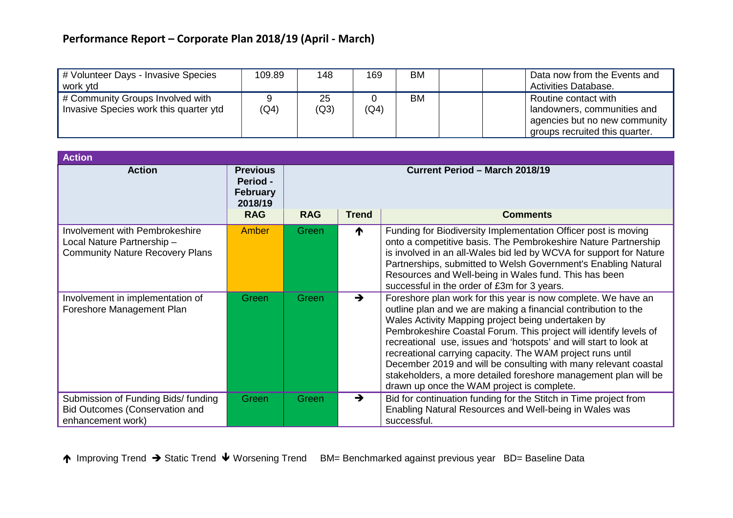## Performance Report – Corporate Plan 2018/19 (April - March)

| | | | | | | | |
|---|---|---|---|---|---|---|---|
| # Volunteer Days - Invasive Species work ytd | 109.89 | 148 | 169 | BM | | | Data now from the Events and Activities Database. |
| # Community Groups Involved with Invasive Species work this quarter ytd | 9 (Q4) | 25 (Q3) | 0 (Q4) | BM | | | Routine contact with landowners, communities and agencies but no new community groups recruited this quarter. |

| Action | | | | |
|---|---|---|---|---|
| **Action** | **Previous Period - February 2018/19** | **Current Period – March 2018/19** | | |
| | **RAG** | **RAG** | **Trend** | **Comments** |
| Involvement with Pembrokeshire Local Nature Partnership – Community Nature Recovery Plans | Amber | Green | ↑ | Funding for Biodiversity Implementation Officer post is moving onto a competitive basis. The Pembrokeshire Nature Partnership is involved in an all-Wales bid led by WCVA for support for Nature Partnerships, submitted to Welsh Government's Enabling Natural Resources and Well-being in Wales fund. This has been successful in the order of £3m for 3 years. |
| Involvement in implementation of Foreshore Management Plan | Green | Green | → | Foreshore plan work for this year is now complete. We have an outline plan and we are making a financial contribution to the Wales Activity Mapping project being undertaken by Pembrokeshire Coastal Forum. This project will identify levels of recreational use, issues and 'hotspots' and will start to look at recreational carrying capacity. The WAM project runs until December 2019 and will be consulting with many relevant coastal stakeholders, a more detailed foreshore management plan will be drawn up once the WAM project is complete. |
| Submission of Funding Bids/ funding Bid Outcomes (Conservation and enhancement work) | Green | Green | → | Bid for continuation funding for the Stitch in Time project from Enabling Natural Resources and Well-being in Wales was successful. |

↑ Improving Trend → Static Trend ↓ Worsening Trend BM= Benchmarked against previous year BD= Baseline Data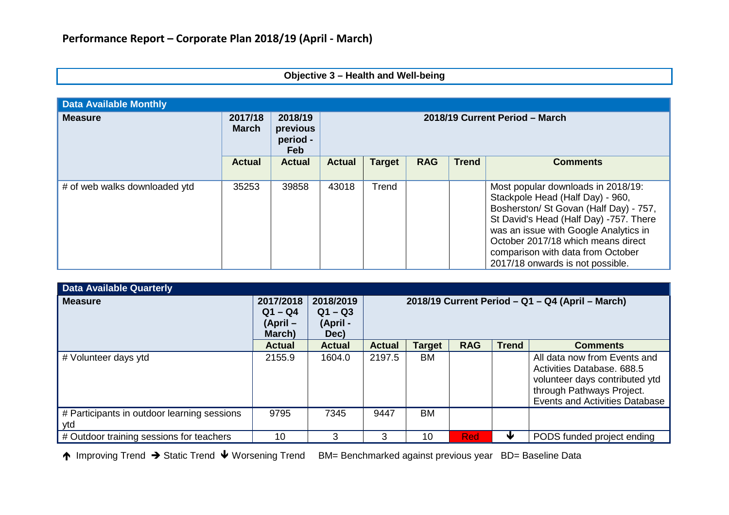## Performance Report – Corporate Plan 2018/19 (April - March)

**Objective 3 – Health and Well-being**

| Data Available Monthly | | | | | | | |
|---|---|---|---|---|---|---|---|
| **Measure** | **2017/18 March** | **2018/19 previous period - Feb** | **2018/19 Current Period – March** | | | | |
| | **Actual** | **Actual** | **Actual** | **Target** | **RAG** | **Trend** | **Comments** |
| # of web walks downloaded ytd | 35253 | 39858 | 43018 | Trend | | | Most popular downloads in 2018/19: Stackpole Head (Half Day) - 960, Bosherston/ St Govan (Half Day) - 757, St David's Head (Half Day) -757. There was an issue with Google Analytics in October 2017/18 which means direct comparison with data from October 2017/18 onwards is not possible. |

| Data Available Quarterly | | | | | | | |
|---|---|---|---|---|---|---|---|
| **Measure** | **2017/2018 Q1 – Q4 (April – March)** | **2018/2019 Q1 – Q3 (April - Dec)** | **2018/19 Current Period – Q1 – Q4 (April – March)** | | | | |
| | **Actual** | **Actual** | **Actual** | **Target** | **RAG** | **Trend** | **Comments** |
| # Volunteer days ytd | 2155.9 | 1604.0 | 2197.5 | BM | | | All data now from Events and Activities Database. 688.5 volunteer days contributed ytd through Pathways Project. Events and Activities Database |
| # Participants in outdoor learning sessions ytd | 9795 | 7345 | 9447 | BM | | | |
| # Outdoor training sessions for teachers | 10 | 3 | 3 | 10 | Red | ↓ | PODS funded project ending |

↑ Improving Trend → Static Trend ↓ Worsening Trend BM= Benchmarked against previous year BD= Baseline Data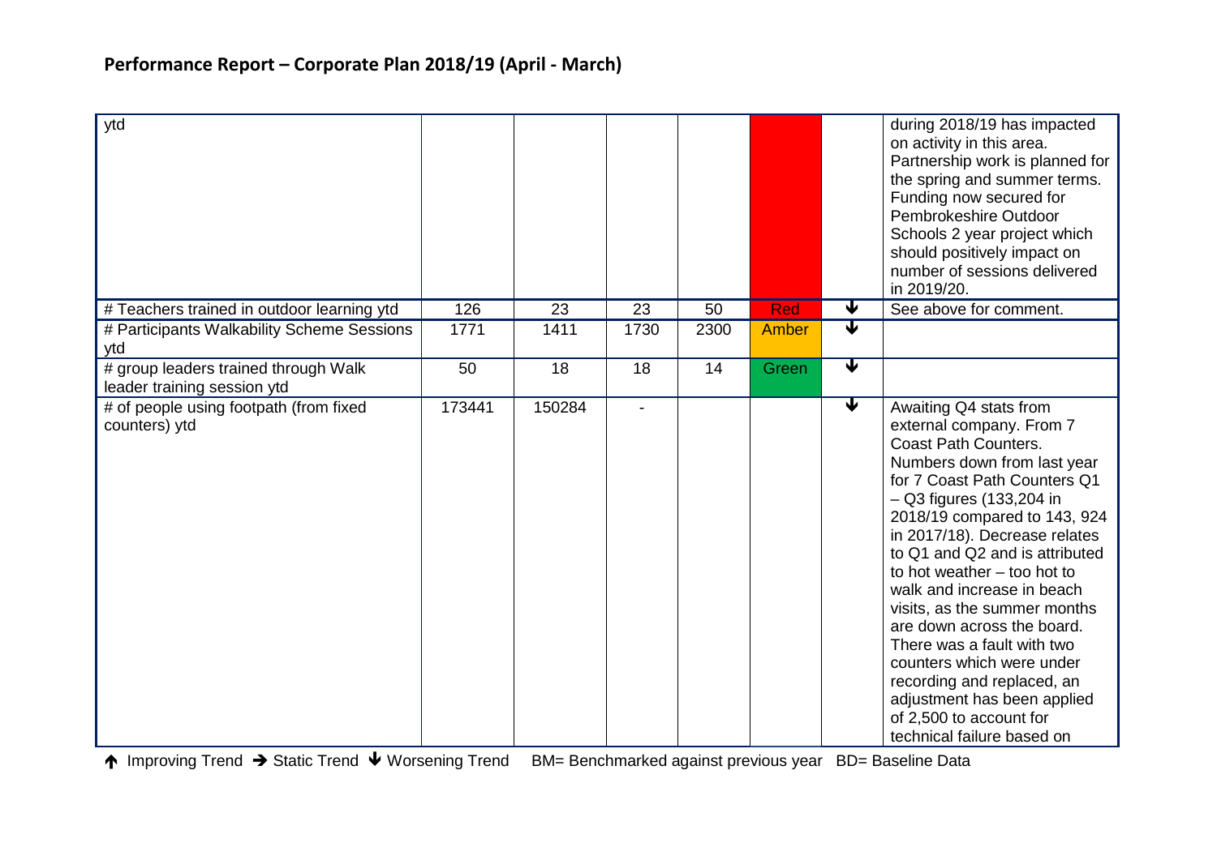## Performance Report – Corporate Plan 2018/19 (April - March)

| | | | | | | | |
|---|---|---|---|---|---|---|---|
| ytd | | | | | | | during 2018/19 has impacted on activity in this area. Partnership work is planned for the spring and summer terms. Funding now secured for Pembrokeshire Outdoor Schools 2 year project which should positively impact on number of sessions delivered in 2019/20. |
| # Teachers trained in outdoor learning ytd | 126 | 23 | 23 | 50 | Red | ↓ | See above for comment. |
| # Participants Walkability Scheme Sessions ytd | 1771 | 1411 | 1730 | 2300 | Amber | ↓ | |
| # group leaders trained through Walk leader training session ytd | 50 | 18 | 18 | 14 | Green | ↓ | |
| # of people using footpath (from fixed counters) ytd | 173441 | 150284 | - | | | ↓ | Awaiting Q4 stats from external company. From 7 Coast Path Counters. Numbers down from last year for 7 Coast Path Counters Q1 – Q3 figures (133,204 in 2018/19 compared to 143, 924 in 2017/18). Decrease relates to Q1 and Q2 and is attributed to hot weather – too hot to walk and increase in beach visits, as the summer months are down across the board. There was a fault with two counters which were under recording and replaced, an adjustment has been applied of 2,500 to account for technical failure based on |

↑ Improving Trend → Static Trend ↓ Worsening Trend BM= Benchmarked against previous year BD= Baseline Data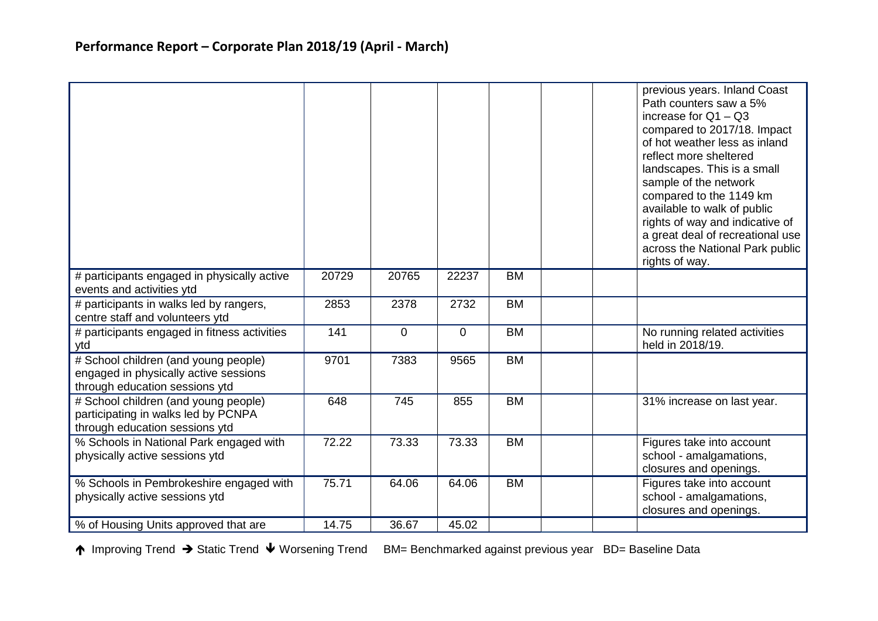## Performance Report – Corporate Plan 2018/19 (April - March)

| | | | | | | | |
|---|---|---|---|---|---|---|---|
| | | | | | | | previous years. Inland Coast Path counters saw a 5% increase for Q1 – Q3 compared to 2017/18. Impact of hot weather less as inland reflect more sheltered landscapes. This is a small sample of the network compared to the 1149 km available to walk of public rights of way and indicative of a great deal of recreational use across the National Park public rights of way. |
| # participants engaged in physically active events and activities ytd | 20729 | 20765 | 22237 | BM | | | |
| # participants in walks led by rangers, centre staff and volunteers ytd | 2853 | 2378 | 2732 | BM | | | |
| # participants engaged in fitness activities ytd | 141 | 0 | 0 | BM | | | No running related activities held in 2018/19. |
| # School children (and young people) engaged in physically active sessions through education sessions ytd | 9701 | 7383 | 9565 | BM | | | |
| # School children (and young people) participating in walks led by PCNPA through education sessions ytd | 648 | 745 | 855 | BM | | | 31% increase on last year. |
| % Schools in National Park engaged with physically active sessions ytd | 72.22 | 73.33 | 73.33 | BM | | | Figures take into account school - amalgamations, closures and openings. |
| % Schools in Pembrokeshire engaged with physically active sessions ytd | 75.71 | 64.06 | 64.06 | BM | | | Figures take into account school - amalgamations, closures and openings. |
| % of Housing Units approved that are | 14.75 | 36.67 | 45.02 | | | | |

↑ Improving Trend → Static Trend ↓ Worsening Trend BM= Benchmarked against previous year BD= Baseline Data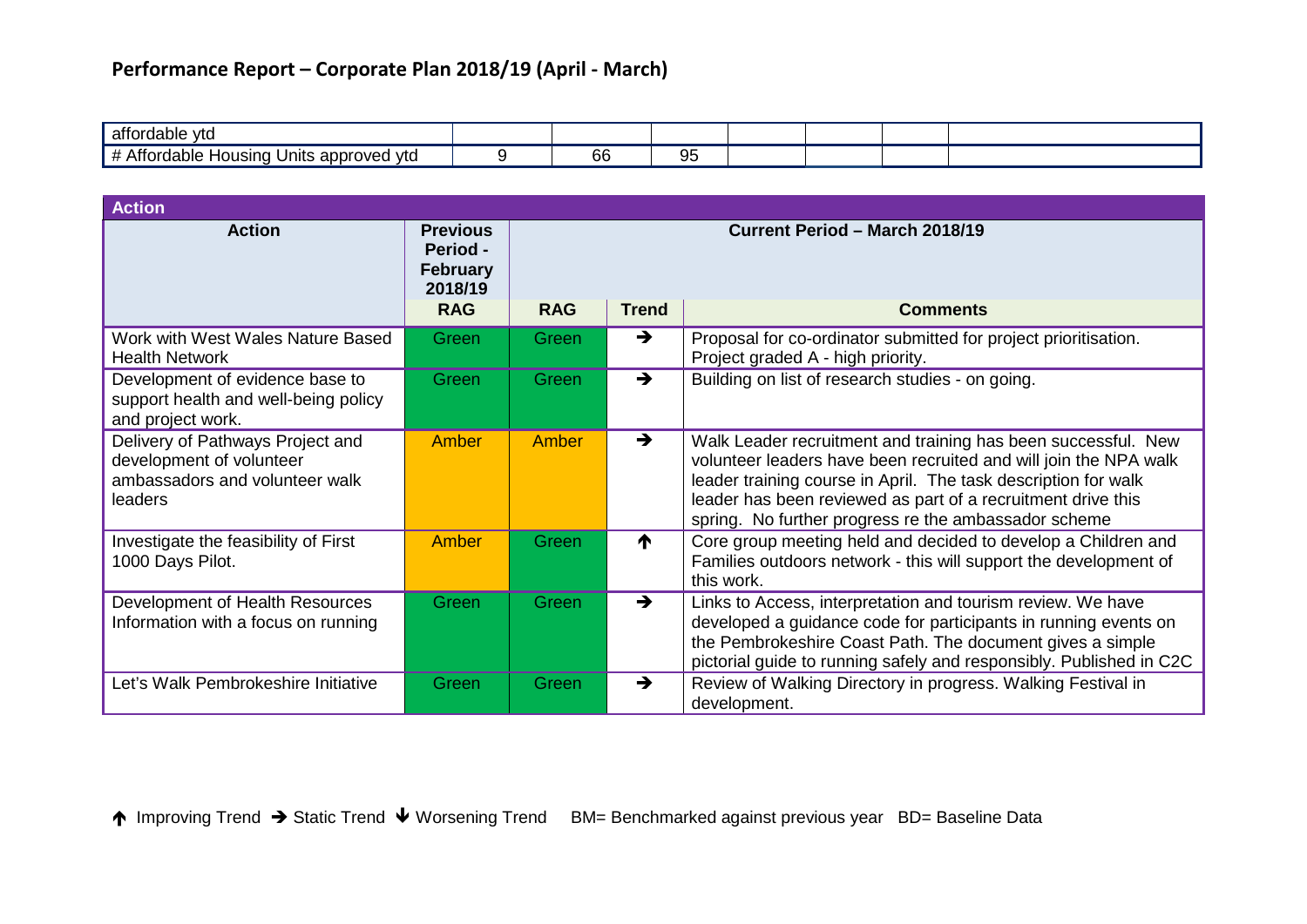## Performance Report – Corporate Plan 2018/19 (April - March)

| | | | | | | | |
|---|---|---|---|---|---|---|---|
| affordable ytd | | | | | | | |
| # Affordable Housing Units approved ytd | 9 | 66 | 95 | | | | |

| Action | | | | |
|---|---|---|---|---|
| **Action** | **Previous Period - February 2018/19** | **Current Period – March 2018/19** | | |
| | **RAG** | **RAG** | **Trend** | **Comments** |
| Work with West Wales Nature Based Health Network | Green | Green | → | Proposal for co-ordinator submitted for project prioritisation. Project graded A - high priority. |
| Development of evidence base to support health and well-being policy and project work. | Green | Green | → | Building on list of research studies - on going. |
| Delivery of Pathways Project and development of volunteer ambassadors and volunteer walk leaders | Amber | Amber | → | Walk Leader recruitment and training has been successful. New volunteer leaders have been recruited and will join the NPA walk leader training course in April. The task description for walk leader has been reviewed as part of a recruitment drive this spring. No further progress re the ambassador scheme |
| Investigate the feasibility of First 1000 Days Pilot. | Amber | Green | ↑ | Core group meeting held and decided to develop a Children and Families outdoors network - this will support the development of this work. |
| Development of Health Resources Information with a focus on running | Green | Green | → | Links to Access, interpretation and tourism review. We have developed a guidance code for participants in running events on the Pembrokeshire Coast Path. The document gives a simple pictorial guide to running safely and responsibly. Published in C2C |
| Let's Walk Pembrokeshire Initiative | Green | Green | → | Review of Walking Directory in progress. Walking Festival in development. |

↑ Improving Trend → Static Trend ↓ Worsening Trend BM= Benchmarked against previous year BD= Baseline Data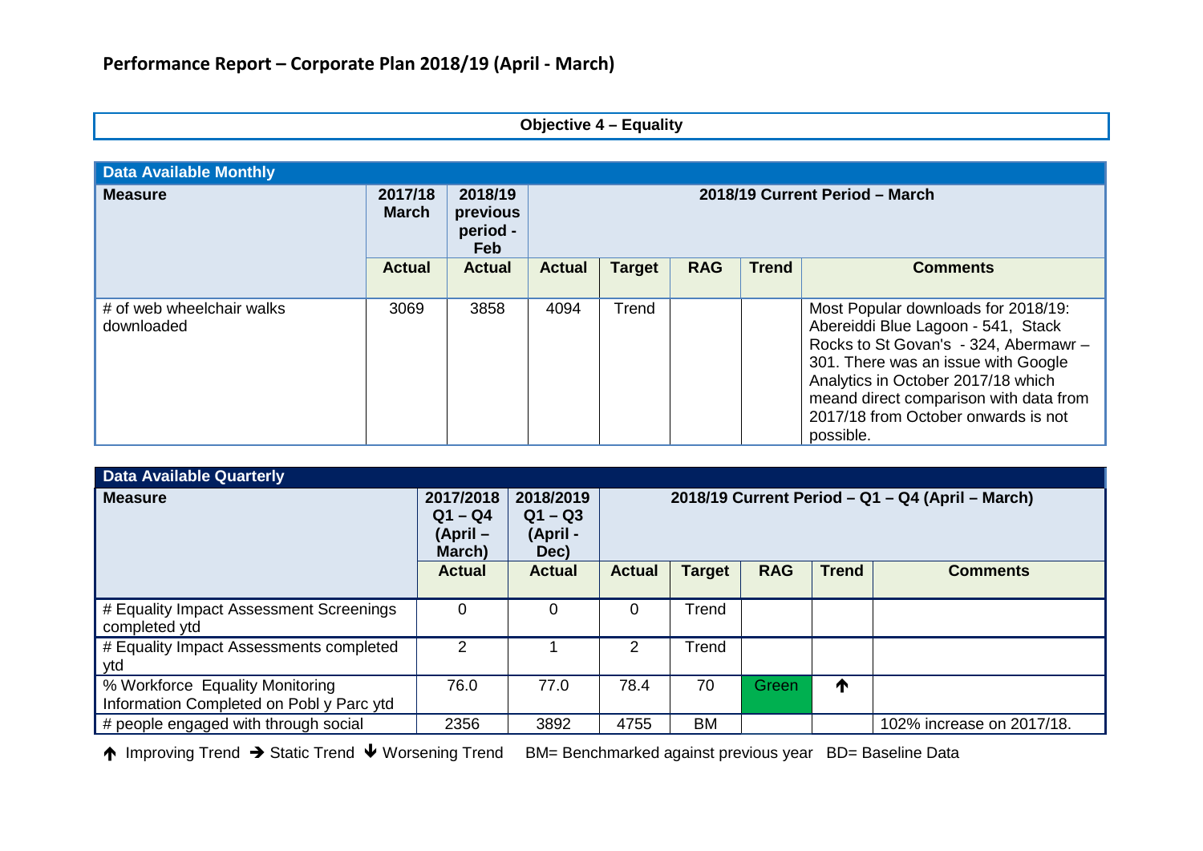## Performance Report – Corporate Plan 2018/19 (April - March)

### Objective 4 – Equality

| Data Available Monthly | | | | | | | |
|---|---|---|---|---|---|---|---|
| **Measure** | **2017/18 March** | **2018/19 previous period - Feb** | **2018/19 Current Period – March** | | | | |
| | **Actual** | **Actual** | **Actual** | **Target** | **RAG** | **Trend** | **Comments** |
| # of web wheelchair walks downloaded | 3069 | 3858 | 4094 | Trend | | | Most Popular downloads for 2018/19: Abereiddi Blue Lagoon - 541, Stack Rocks to St Govan's - 324, Abermawr – 301. There was an issue with Google Analytics in October 2017/18 which meand direct comparison with data from 2017/18 from October onwards is not possible. |

| Data Available Quarterly | | | | | | | |
|---|---|---|---|---|---|---|---|
| **Measure** | **2017/2018 Q1 – Q4 (April – March)** | **2018/2019 Q1 – Q3 (April - Dec)** | **2018/19 Current Period – Q1 – Q4 (April – March)** | | | | |
| | **Actual** | **Actual** | **Actual** | **Target** | **RAG** | **Trend** | **Comments** |
| # Equality Impact Assessment Screenings completed ytd | 0 | 0 | 0 | Trend | | | |
| # Equality Impact Assessments completed ytd | 2 | 1 | 2 | Trend | | | |
| % Workforce Equality Monitoring Information Completed on Pobl y Parc ytd | 76.0 | 77.0 | 78.4 | 70 | Green | ↑ | |
| # people engaged with through social | 2356 | 3892 | 4755 | BM | | | 102% increase on 2017/18. |

↑ Improving Trend → Static Trend ↓ Worsening Trend BM= Benchmarked against previous year BD= Baseline Data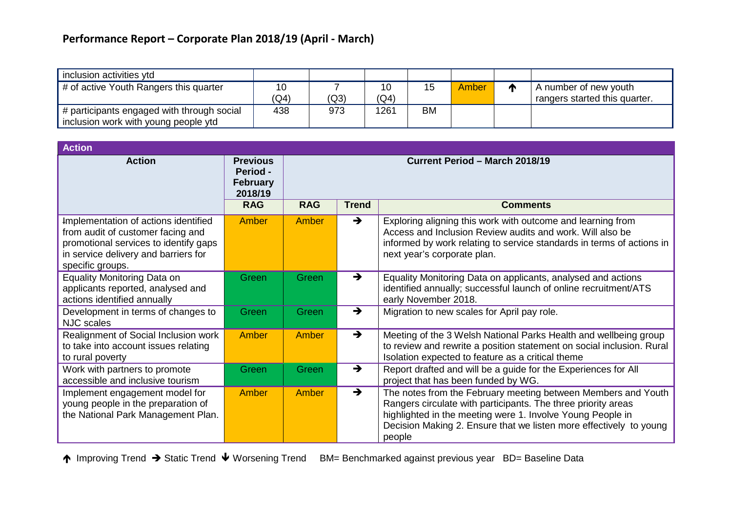## Performance Report – Corporate Plan 2018/19 (April - March)

| inclusion activities ytd | | | | | | | |
|---|---|---|---|---|---|---|---|
| # of active Youth Rangers this quarter | 10 (Q4) | 7 (Q3) | 10 (Q4) | 15 | Amber | ↑ | A number of new youth rangers started this quarter. |
| # participants engaged with through social inclusion work with young people ytd | 438 | 973 | 1261 | BM | | | |

| Action | | | | |
|---|---|---|---|---|
| **Action** | **Previous Period - February 2018/19** | **Current Period – March 2018/19** | | |
| | **RAG** | **RAG** | **Trend** | **Comments** |
| Implementation of actions identified from audit of customer facing and promotional services to identify gaps in service delivery and barriers for specific groups. | Amber | Amber | → | Exploring aligning this work with outcome and learning from Access and Inclusion Review audits and work. Will also be informed by work relating to service standards in terms of actions in next year's corporate plan. |
| Equality Monitoring Data on applicants reported, analysed and actions identified annually | Green | Green | → | Equality Monitoring Data on applicants, analysed and actions identified annually; successful launch of online recruitment/ATS early November 2018. |
| Development in terms of changes to NJC scales | Green | Green | → | Migration to new scales for April pay role. |
| Realignment of Social Inclusion work to take into account issues relating to rural poverty | Amber | Amber | → | Meeting of the 3 Welsh National Parks Health and wellbeing group to review and rewrite a position statement on social inclusion. Rural Isolation expected to feature as a critical theme |
| Work with partners to promote accessible and inclusive tourism | Green | Green | → | Report drafted and will be a guide for the Experiences for All project that has been funded by WG. |
| Implement engagement model for young people in the preparation of the National Park Management Plan. | Amber | Amber | → | The notes from the February meeting between Members and Youth Rangers circulate with participants. The three priority areas highlighted in the meeting were 1. Involve Young People in Decision Making 2. Ensure that we listen more effectively to young people |

↑ Improving Trend → Static Trend ↓ Worsening Trend    BM= Benchmarked against previous year   BD= Baseline Data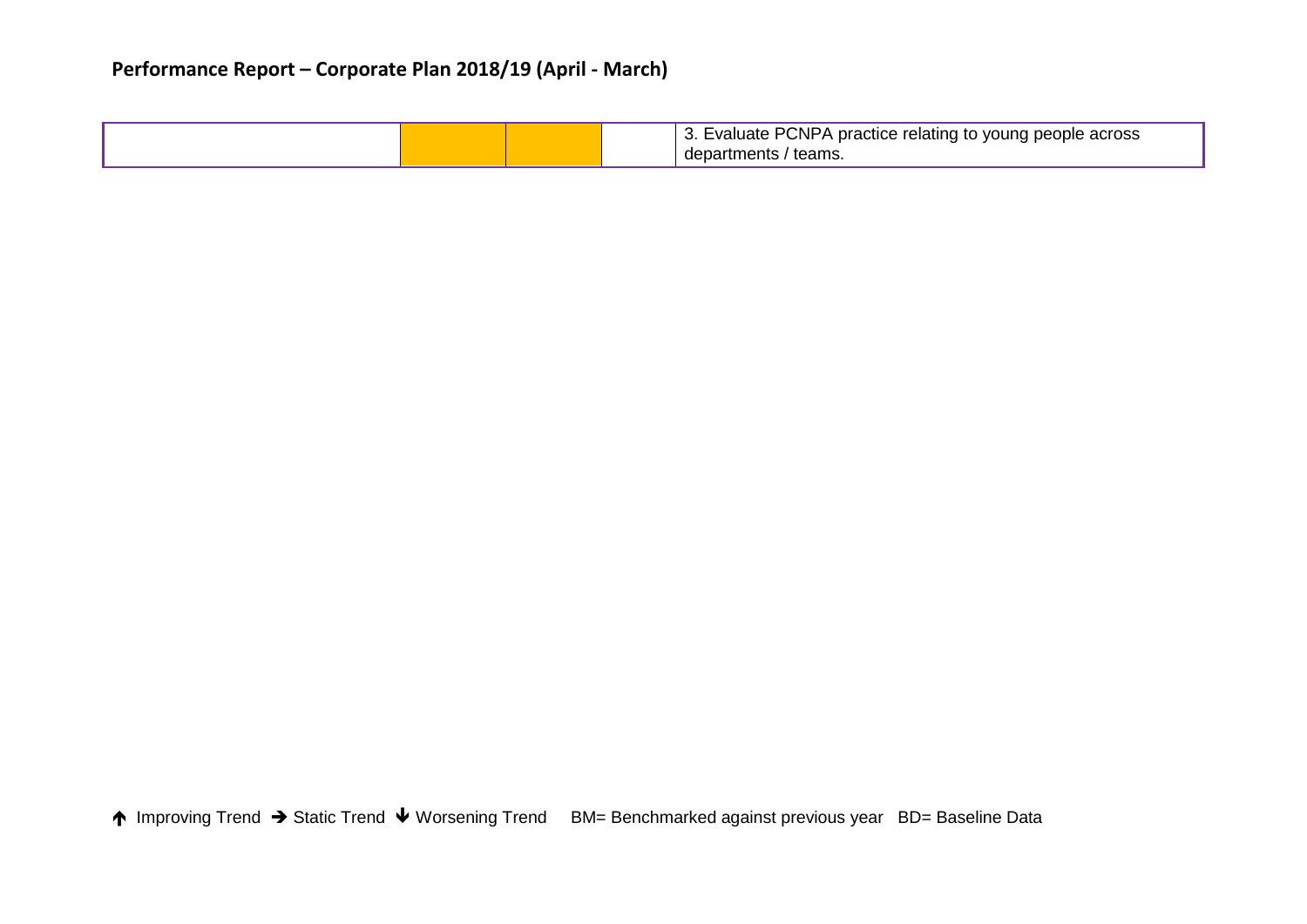## Performance Report – Corporate Plan 2018/19 (April - March)

| | | | | |
|---|---|---|---|---|
| | | | | 3. Evaluate PCNPA practice relating to young people across departments / teams. |

↑ Improving Trend → Static Trend ↓ Worsening Trend BM= Benchmarked against previous year BD= Baseline Data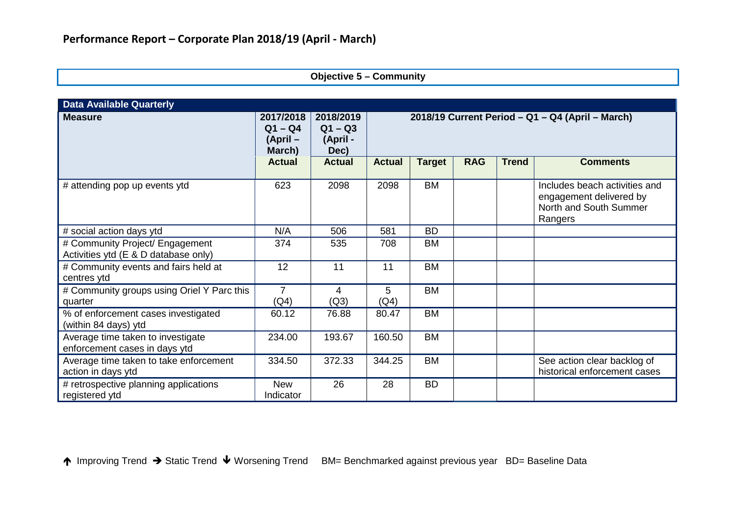## Performance Report – Corporate Plan 2018/19 (April - March)

**Objective 5 – Community**

| **Data Available Quarterly** | | | | | | | |
|---|---|---|---|---|---|---|---|
| **Measure** | **2017/2018 Q1 – Q4 (April – March)** | **2018/2019 Q1 – Q3 (April - Dec)** | **2018/19 Current Period – Q1 – Q4 (April – March)** | | | | |
| | **Actual** | **Actual** | **Actual** | **Target** | **RAG** | **Trend** | **Comments** |
| # attending pop up events ytd | 623 | 2098 | 2098 | BM | | | Includes beach activities and engagement delivered by North and South Summer Rangers |
| # social action days ytd | N/A | 506 | 581 | BD | | | |
| # Community Project/ Engagement Activities ytd (E & D database only) | 374 | 535 | 708 | BM | | | |
| # Community events and fairs held at centres ytd | 12 | 11 | 11 | BM | | | |
| # Community groups using Oriel Y Parc this quarter | 7 (Q4) | 4 (Q3) | 5 (Q4) | BM | | | |
| % of enforcement cases investigated (within 84 days) ytd | 60.12 | 76.88 | 80.47 | BM | | | |
| Average time taken to investigate enforcement cases in days ytd | 234.00 | 193.67 | 160.50 | BM | | | |
| Average time taken to take enforcement action in days ytd | 334.50 | 372.33 | 344.25 | BM | | | See action clear backlog of historical enforcement cases |
| # retrospective planning applications registered ytd | New Indicator | 26 | 28 | BD | | | |

↑ Improving Trend → Static Trend ↓ Worsening Trend BM= Benchmarked against previous year BD= Baseline Data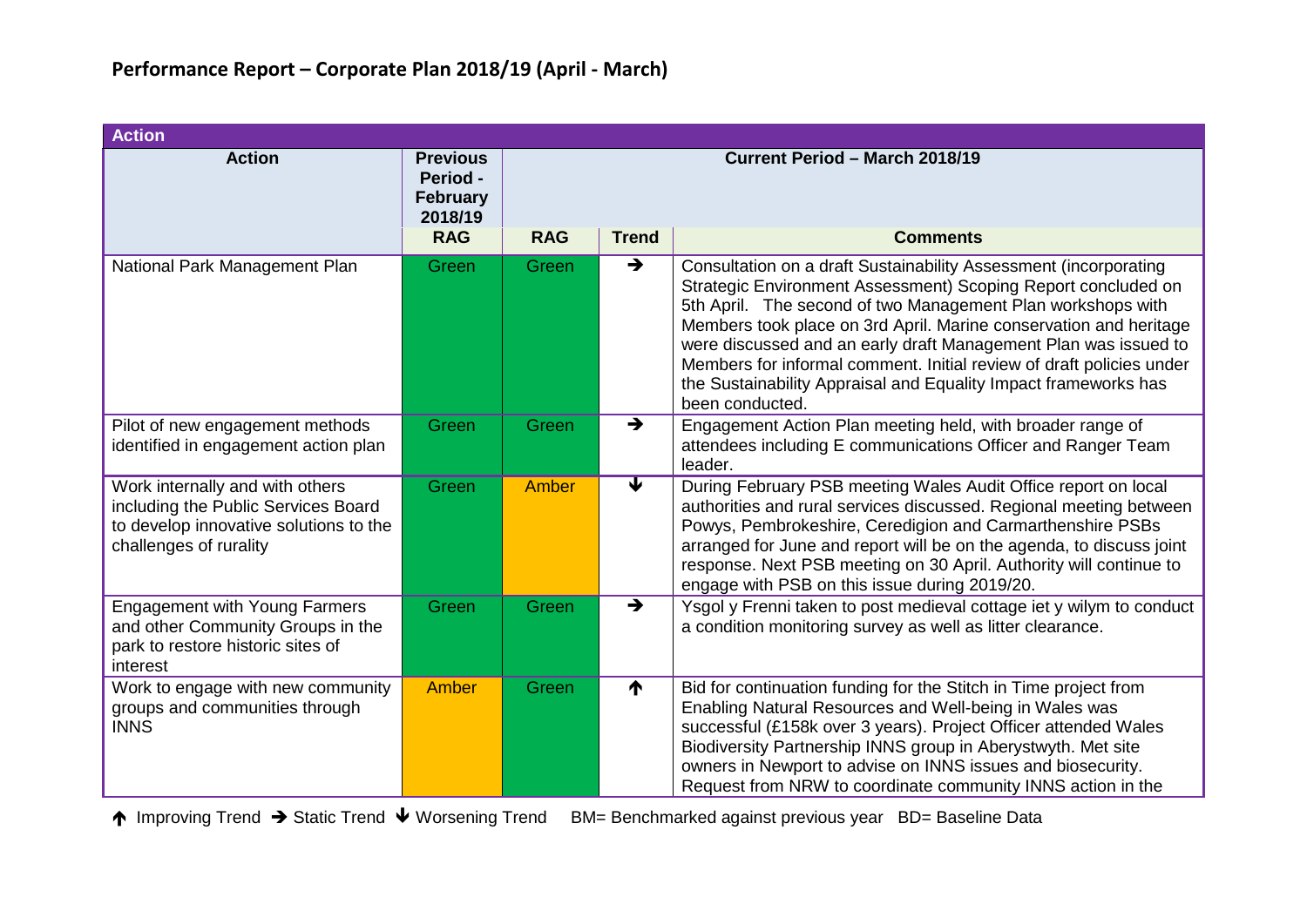## Performance Report – Corporate Plan 2018/19 (April - March)

| Action | Previous Period - February 2018/19 | Current Period – March 2018/19 | | |
|---|---|---|---|---|
| | RAG | RAG | Trend | Comments |
| National Park Management Plan | Green | Green | → | Consultation on a draft Sustainability Assessment (incorporating Strategic Environment Assessment) Scoping Report concluded on 5th April. The second of two Management Plan workshops with Members took place on 3rd April. Marine conservation and heritage were discussed and an early draft Management Plan was issued to Members for informal comment. Initial review of draft policies under the Sustainability Appraisal and Equality Impact frameworks has been conducted. |
| Pilot of new engagement methods identified in engagement action plan | Green | Green | → | Engagement Action Plan meeting held, with broader range of attendees including E communications Officer and Ranger Team leader. |
| Work internally and with others including the Public Services Board to develop innovative solutions to the challenges of rurality | Green | Amber | ↓ | During February PSB meeting Wales Audit Office report on local authorities and rural services discussed. Regional meeting between Powys, Pembrokeshire, Ceredigion and Carmarthenshire PSBs arranged for June and report will be on the agenda, to discuss joint response. Next PSB meeting on 30 April. Authority will continue to engage with PSB on this issue during 2019/20. |
| Engagement with Young Farmers and other Community Groups in the park to restore historic sites of interest | Green | Green | → | Ysgol y Frenni taken to post medieval cottage iet y wilym to conduct a condition monitoring survey as well as litter clearance. |
| Work to engage with new community groups and communities through INNS | Amber | Green | ↑ | Bid for continuation funding for the Stitch in Time project from Enabling Natural Resources and Well-being in Wales was successful (£158k over 3 years). Project Officer attended Wales Biodiversity Partnership INNS group in Aberystwyth. Met site owners in Newport to advise on INNS issues and biosecurity. Request from NRW to coordinate community INNS action in the |

↑ Improving Trend → Static Trend ↓ Worsening Trend    BM= Benchmarked against previous year   BD= Baseline Data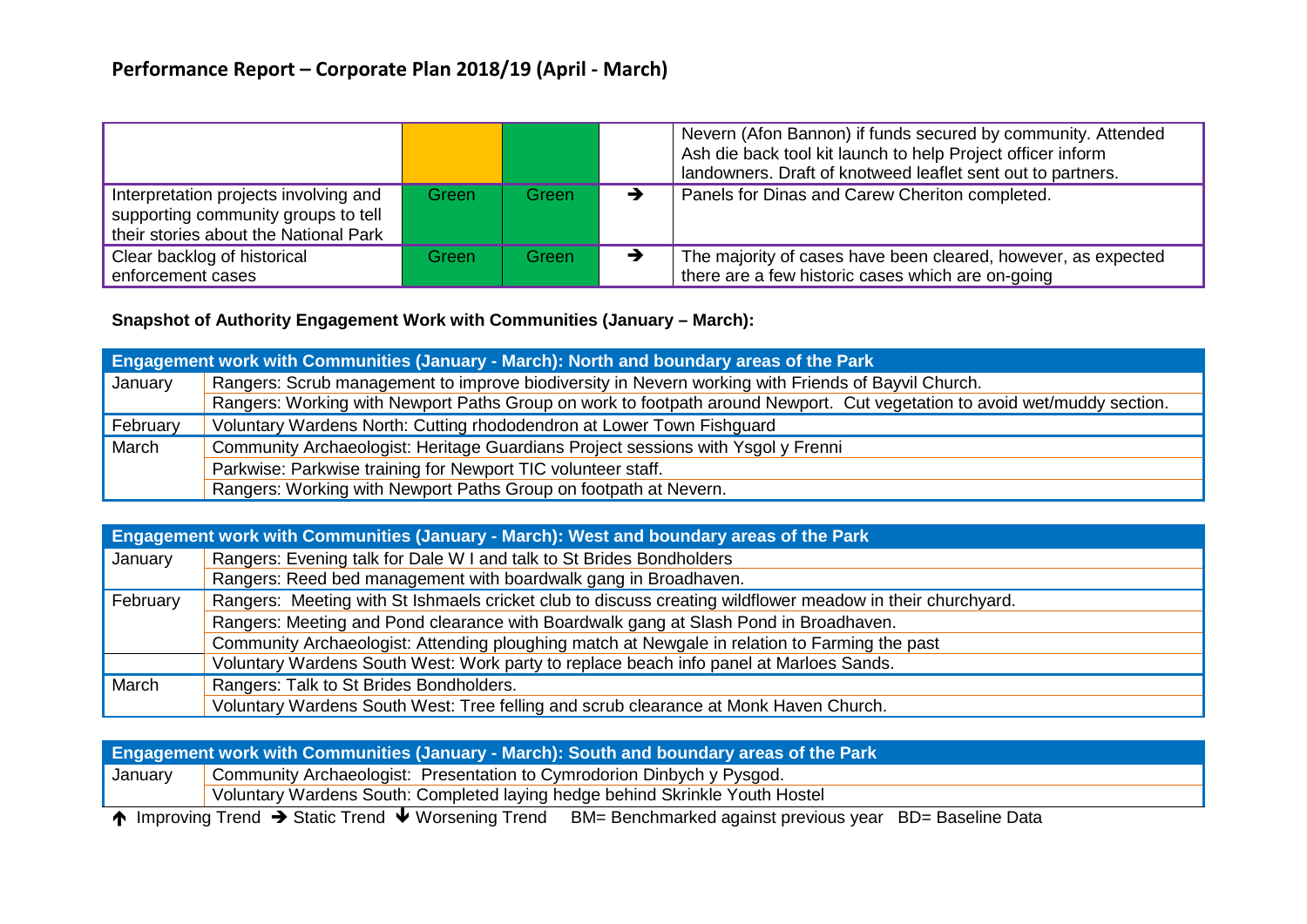## Performance Report – Corporate Plan 2018/19 (April - March)

| | | | | |
|---|---|---|---|---|
| | | | | Nevern (Afon Bannon) if funds secured by community. Attended Ash die back tool kit launch to help Project officer inform landowners. Draft of knotweed leaflet sent out to partners. |
| Interpretation projects involving and supporting community groups to tell their stories about the National Park | Green | Green | ➔ | Panels for Dinas and Carew Cheriton completed. |
| Clear backlog of historical enforcement cases | Green | Green | ➔ | The majority of cases have been cleared, however, as expected there are a few historic cases which are on-going |

**Snapshot of Authority Engagement Work with Communities (January – March):**

| Engagement work with Communities (January - March): North and boundary areas of the Park | |
|---|---|
| January | Rangers: Scrub management to improve biodiversity in Nevern working with Friends of Bayvil Church. |
| | Rangers: Working with Newport Paths Group on work to footpath around Newport. Cut vegetation to avoid wet/muddy section. |
| February | Voluntary Wardens North: Cutting rhododendron at Lower Town Fishguard |
| March | Community Archaeologist: Heritage Guardians Project sessions with Ysgol y Frenni |
| | Parkwise: Parkwise training for Newport TIC volunteer staff. |
| | Rangers: Working with Newport Paths Group on footpath at Nevern. |

| Engagement work with Communities (January - March): West and boundary areas of the Park | |
|---|---|
| January | Rangers: Evening talk for Dale W I and talk to St Brides Bondholders |
| | Rangers: Reed bed management with boardwalk gang in Broadhaven. |
| February | Rangers: Meeting with St Ishmaels cricket club to discuss creating wildflower meadow in their churchyard. |
| | Rangers: Meeting and Pond clearance with Boardwalk gang at Slash Pond in Broadhaven. |
| | Community Archaeologist: Attending ploughing match at Newgale in relation to Farming the past |
| | Voluntary Wardens South West: Work party to replace beach info panel at Marloes Sands. |
| March | Rangers: Talk to St Brides Bondholders. |
| | Voluntary Wardens South West: Tree felling and scrub clearance at Monk Haven Church. |

| Engagement work with Communities (January - March): South and boundary areas of the Park | |
|---|---|
| January | Community Archaeologist: Presentation to Cymrodorion Dinbych y Pysgod. |
| | Voluntary Wardens South: Completed laying hedge behind Skrinkle Youth Hostel |

🡹 Improving Trend ➔ Static Trend 🡻 Worsening Trend BM= Benchmarked against previous year BD= Baseline Data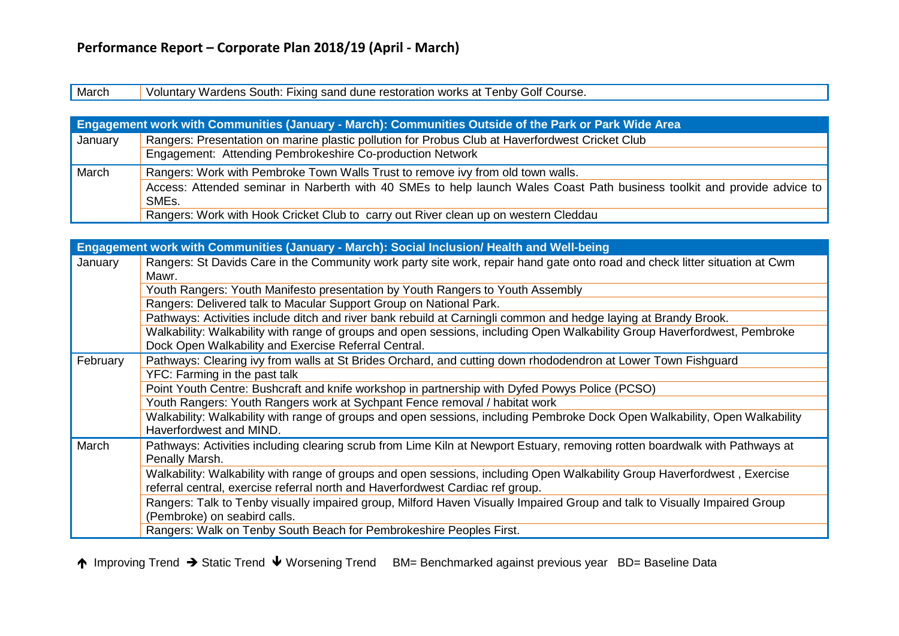## Performance Report – Corporate Plan 2018/19 (April - March)

| | |
|---|---|
| March | Voluntary Wardens South: Fixing sand dune restoration works at Tenby Golf Course. |

| Engagement work with Communities (January - March): Communities Outside of the Park or Park Wide Area | |
|---|---|
| January | Rangers: Presentation on marine plastic pollution for Probus Club at Haverfordwest Cricket Club |
| | Engagement: Attending Pembrokeshire Co-production Network |
| March | Rangers: Work with Pembroke Town Walls Trust to remove ivy from old town walls. |
| | Access: Attended seminar in Narberth with 40 SMEs to help launch Wales Coast Path business toolkit and provide advice to SMEs. |
| | Rangers: Work with Hook Cricket Club to carry out River clean up on western Cleddau |

| Engagement work with Communities (January - March): Social Inclusion/ Health and Well-being | |
|---|---|
| January | Rangers: St Davids Care in the Community work party site work, repair hand gate onto road and check litter situation at Cwm Mawr. |
| | Youth Rangers: Youth Manifesto presentation by Youth Rangers to Youth Assembly |
| | Rangers: Delivered talk to Macular Support Group on National Park. |
| | Pathways: Activities include ditch and river bank rebuild at Carningli common and hedge laying at Brandy Brook. |
| | Walkability: Walkability with range of groups and open sessions, including Open Walkability Group Haverfordwest, Pembroke Dock Open Walkability and Exercise Referral Central. |
| February | Pathways: Clearing ivy from walls at St Brides Orchard, and cutting down rhododendron at Lower Town Fishguard |
| | YFC: Farming in the past talk |
| | Point Youth Centre: Bushcraft and knife workshop in partnership with Dyfed Powys Police (PCSO) |
| | Youth Rangers: Youth Rangers work at Sychpant Fence removal / habitat work |
| | Walkability: Walkability with range of groups and open sessions, including Pembroke Dock Open Walkability, Open Walkability Haverfordwest and MIND. |
| March | Pathways: Activities including clearing scrub from Lime Kiln at Newport Estuary, removing rotten boardwalk with Pathways at Penally Marsh. |
| | Walkability: Walkability with range of groups and open sessions, including Open Walkability Group Haverfordwest , Exercise referral central, exercise referral north and Haverfordwest Cardiac ref group. |
| | Rangers: Talk to Tenby visually impaired group, Milford Haven Visually Impaired Group and talk to Visually Impaired Group (Pembroke) on seabird calls. |
| | Rangers: Walk on Tenby South Beach for Pembrokeshire Peoples First. |

↑ Improving Trend → Static Trend ↓ Worsening Trend BM= Benchmarked against previous year BD= Baseline Data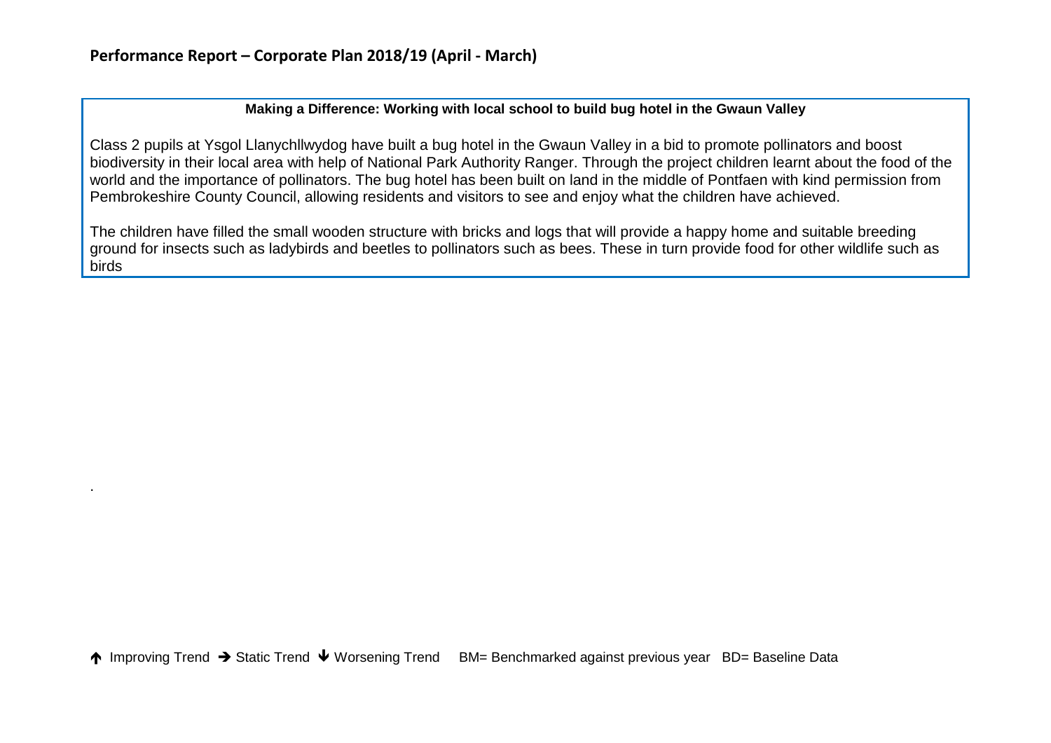**Making a Difference: Working with local school to build bug hotel in the Gwaun Valley**

Class 2 pupils at Ysgol Llanychllwydog have built a bug hotel in the Gwaun Valley in a bid to promote pollinators and boost biodiversity in their local area with help of National Park Authority Ranger. Through the project children learnt about the food of the world and the importance of pollinators. The bug hotel has been built on land in the middle of Pontfaen with kind permission from Pembrokeshire County Council, allowing residents and visitors to see and enjoy what the children have achieved.

The children have filled the small wooden structure with bricks and logs that will provide a happy home and suitable breeding ground for insects such as ladybirds and beetles to pollinators such as bees. These in turn provide food for other wildlife such as birds

.

↑ Improving Trend → Static Trend ↓ Worsening Trend BM= Benchmarked against previous year BD= Baseline Data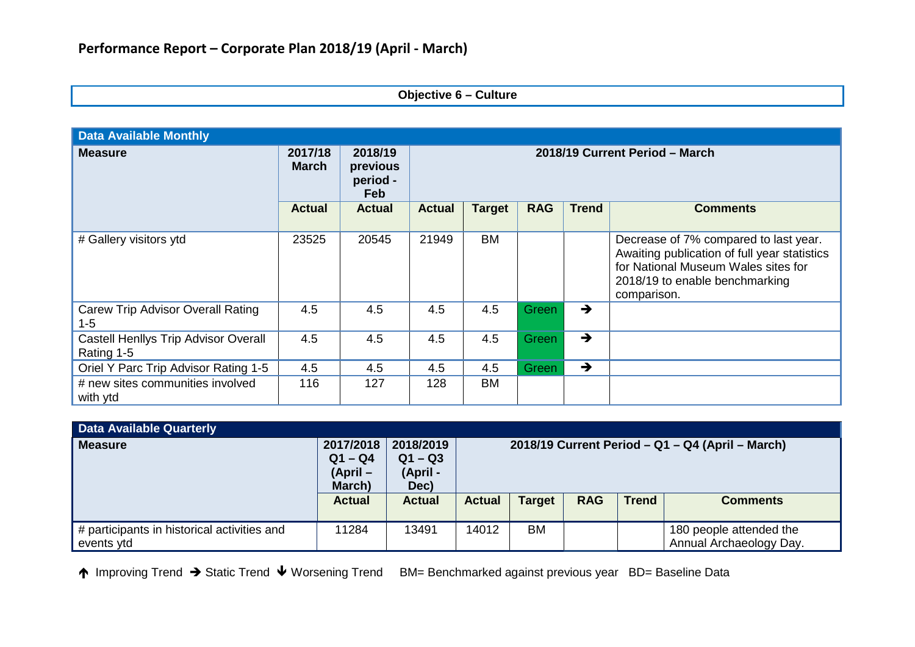## Performance Report – Corporate Plan 2018/19 (April - March)

**Objective 6 – Culture**

| Data Available Monthly | | | | | | | |
|---|---|---|---|---|---|---|---|
| **Measure** | **2017/18 March** | **2018/19 previous period - Feb** | **2018/19 Current Period – March** | | | | |
| | **Actual** | **Actual** | **Actual** | **Target** | **RAG** | **Trend** | **Comments** |
| # Gallery visitors ytd | 23525 | 20545 | 21949 | BM | | | Decrease of 7% compared to last year. Awaiting publication of full year statistics for National Museum Wales sites for 2018/19 to enable benchmarking comparison. |
| Carew Trip Advisor Overall Rating 1-5 | 4.5 | 4.5 | 4.5 | 4.5 | Green | → | |
| Castell Henllys Trip Advisor Overall Rating 1-5 | 4.5 | 4.5 | 4.5 | 4.5 | Green | → | |
| Oriel Y Parc Trip Advisor Rating 1-5 | 4.5 | 4.5 | 4.5 | 4.5 | Green | → | |
| # new sites communities involved with ytd | 116 | 127 | 128 | BM | | | |

| Data Available Quarterly | | | | | | | |
|---|---|---|---|---|---|---|---|
| **Measure** | **2017/2018 Q1 – Q4 (April – March)** | **2018/2019 Q1 – Q3 (April - Dec)** | **2018/19 Current Period – Q1 – Q4 (April – March)** | | | | |
| | **Actual** | **Actual** | **Actual** | **Target** | **RAG** | **Trend** | **Comments** |
| # participants in historical activities and events ytd | 11284 | 13491 | 14012 | BM | | | 180 people attended the Annual Archaeology Day. |

↑ Improving Trend → Static Trend ↓ Worsening Trend BM= Benchmarked against previous year BD= Baseline Data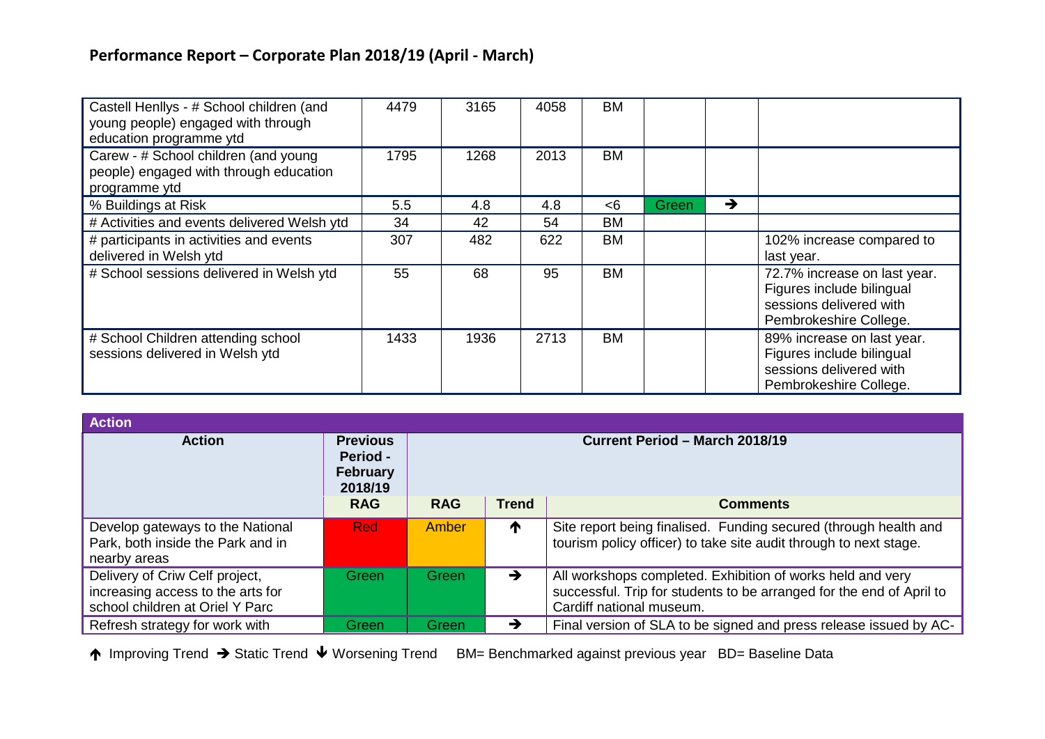## Performance Report – Corporate Plan 2018/19 (April - March)

| | | | | | | | |
|---|---|---|---|---|---|---|---|
| Castell Henllys - # School children (and young people) engaged with through education programme ytd | 4479 | 3165 | 4058 | BM | | | |
| Carew - # School children (and young people) engaged with through education programme ytd | 1795 | 1268 | 2013 | BM | | | |
| % Buildings at Risk | 5.5 | 4.8 | 4.8 | <6 | Green | ➔ | |
| # Activities and events delivered Welsh ytd | 34 | 42 | 54 | BM | | | |
| # participants in activities and events delivered in Welsh ytd | 307 | 482 | 622 | BM | | | 102% increase compared to last year. |
| # School sessions delivered in Welsh ytd | 55 | 68 | 95 | BM | | | 72.7% increase on last year. Figures include bilingual sessions delivered with Pembrokeshire College. |
| # School Children attending school sessions delivered in Welsh ytd | 1433 | 1936 | 2713 | BM | | | 89% increase on last year. Figures include bilingual sessions delivered with Pembrokeshire College. |

| **Action** | | | | |
|---|---|---|---|---|
| **Action** | **Previous Period - February 2018/19** | **Current Period – March 2018/19** | | |
| | **RAG** | **RAG** | **Trend** | **Comments** |
| Develop gateways to the National Park, both inside the Park and in nearby areas | Red | Amber | 🡩 | Site report being finalised. Funding secured (through health and tourism policy officer) to take site audit through to next stage. |
| Delivery of Criw Celf project, increasing access to the arts for school children at Oriel Y Parc | Green | Green | ➔ | All workshops completed. Exhibition of works held and very successful. Trip for students to be arranged for the end of April to Cardiff national museum. |
| Refresh strategy for work with | Green | Green | ➔ | Final version of SLA to be signed and press release issued by AC- |

🡩 Improving Trend ➔ Static Trend 🡫 Worsening Trend     BM= Benchmarked against previous year   BD= Baseline Data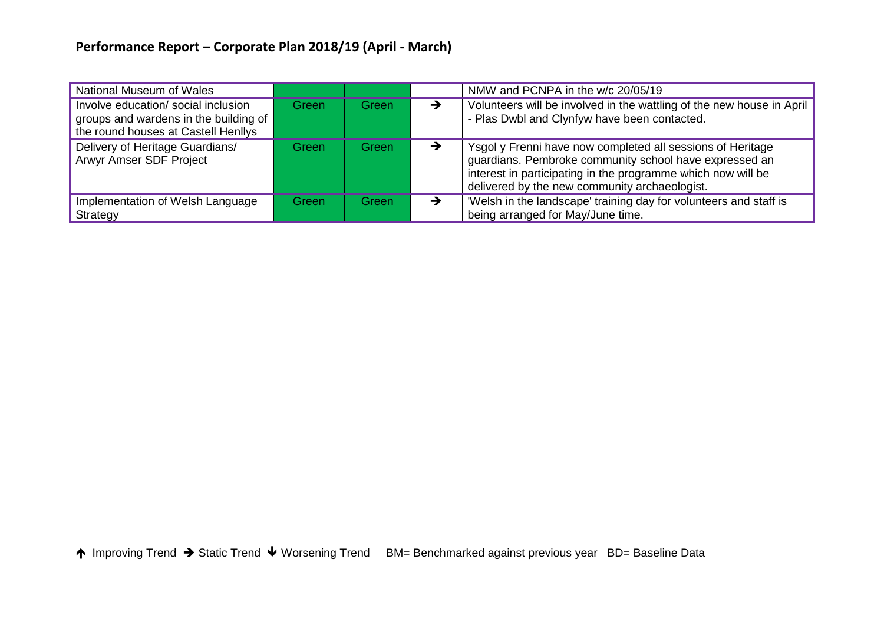## Performance Report – Corporate Plan 2018/19 (April - March)

| | | | | |
|---|---|---|---|---|
| National Museum of Wales | | | | NMW and PCNPA in the w/c 20/05/19 |
| Involve education/ social inclusion groups and wardens in the building of the round houses at Castell Henllys | Green | Green | → | Volunteers will be involved in the wattling of the new house in April - Plas Dwbl and Clynfyw have been contacted. |
| Delivery of Heritage Guardians/ Arwyr Amser SDF Project | Green | Green | → | Ysgol y Frenni have now completed all sessions of Heritage guardians. Pembroke community school have expressed an interest in participating in the programme which now will be delivered by the new community archaeologist. |
| Implementation of Welsh Language Strategy | Green | Green | → | 'Welsh in the landscape' training day for volunteers and staff is being arranged for May/June time. |

↑ Improving Trend → Static Trend ↓ Worsening Trend BM= Benchmarked against previous year BD= Baseline Data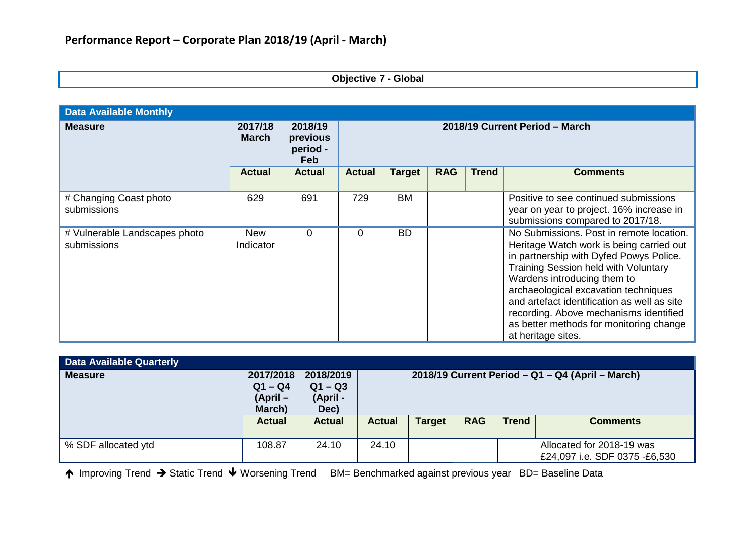# Performance Report – Corporate Plan 2018/19 (April - March)

## Objective 7 - Global

| Data Available Monthly | | | | | | | |
|---|---|---|---|---|---|---|---|
| **Measure** | **2017/18 March** | **2018/19 previous period - Feb** | **2018/19 Current Period – March** | | | | |
| | **Actual** | **Actual** | **Actual** | **Target** | **RAG** | **Trend** | **Comments** |
| # Changing Coast photo submissions | 629 | 691 | 729 | BM | | | Positive to see continued submissions year on year to project. 16% increase in submissions compared to 2017/18. |
| # Vulnerable Landscapes photo submissions | New Indicator | 0 | 0 | BD | | | No Submissions. Post in remote location. Heritage Watch work is being carried out in partnership with Dyfed Powys Police. Training Session held with Voluntary Wardens introducing them to archaeological excavation techniques and artefact identification as well as site recording. Above mechanisms identified as better methods for monitoring change at heritage sites. |

| Data Available Quarterly | | | | | | | |
|---|---|---|---|---|---|---|---|
| **Measure** | **2017/2018 Q1 – Q4 (April – March)** | **2018/2019 Q1 – Q3 (April - Dec)** | **2018/19 Current Period – Q1 – Q4 (April – March)** | | | | |
| | **Actual** | **Actual** | **Actual** | **Target** | **RAG** | **Trend** | **Comments** |
| % SDF allocated ytd | 108.87 | 24.10 | 24.10 | | | | Allocated for 2018-19 was £24,097 i.e. SDF 0375 -£6,530 |

↑ Improving Trend → Static Trend ↓ Worsening Trend BM= Benchmarked against previous year BD= Baseline Data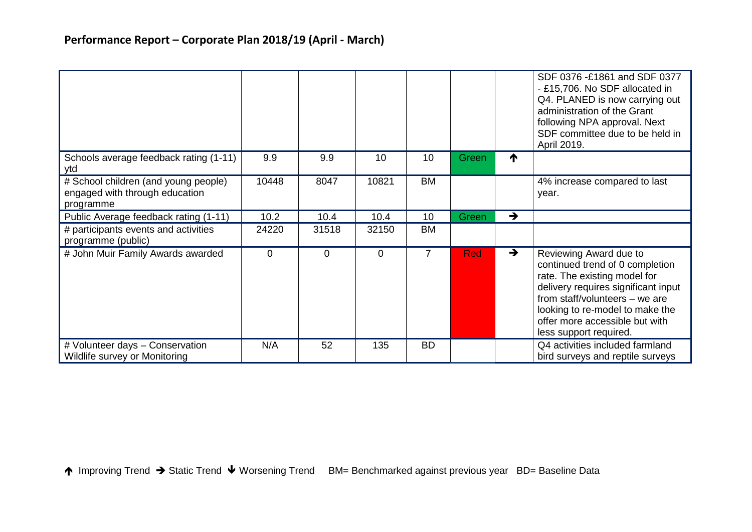## Performance Report – Corporate Plan 2018/19 (April - March)

| | | | | | | | |
|---|---|---|---|---|---|---|---|
| | | | | | | | SDF 0376 -£1861 and SDF 0377 - £15,706. No SDF allocated in Q4. PLANED is now carrying out administration of the Grant following NPA approval. Next SDF committee due to be held in April 2019. |
| Schools average feedback rating (1-11) ytd | 9.9 | 9.9 | 10 | 10 | Green | ↑ | |
| # School children (and young people) engaged with through education programme | 10448 | 8047 | 10821 | BM | | | 4% increase compared to last year. |
| Public Average feedback rating (1-11) | 10.2 | 10.4 | 10.4 | 10 | Green | → | |
| # participants events and activities programme (public) | 24220 | 31518 | 32150 | BM | | | |
| # John Muir Family Awards awarded | 0 | 0 | 0 | 7 | Red | → | Reviewing Award due to continued trend of 0 completion rate. The existing model for delivery requires significant input from staff/volunteers – we are looking to re-model to make the offer more accessible but with less support required. |
| # Volunteer days – Conservation Wildlife survey or Monitoring | N/A | 52 | 135 | BD | | | Q4 activities included farmland bird surveys and reptile surveys |

↑ Improving Trend → Static Trend ↓ Worsening Trend BM= Benchmarked against previous year BD= Baseline Data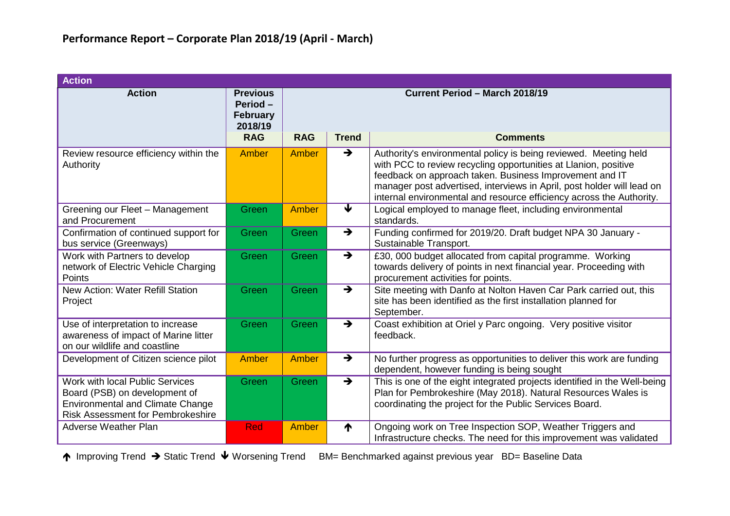## Performance Report – Corporate Plan 2018/19 (April - March)

| Action | Previous Period – February 2018/19 | Current Period – March 2018/19 | | |
|---|---|---|---|---|
| | RAG | RAG | Trend | Comments |
| Review resource efficiency within the Authority | Amber | Amber | → | Authority's environmental policy is being reviewed. Meeting held with PCC to review recycling opportunities at Llanion, positive feedback on approach taken. Business Improvement and IT manager post advertised, interviews in April, post holder will lead on internal environmental and resource efficiency across the Authority. |
| Greening our Fleet – Management and Procurement | Green | Amber | ↓ | Logical employed to manage fleet, including environmental standards. |
| Confirmation of continued support for bus service (Greenways) | Green | Green | → | Funding confirmed for 2019/20. Draft budget NPA 30 January - Sustainable Transport. |
| Work with Partners to develop network of Electric Vehicle Charging Points | Green | Green | → | £30, 000 budget allocated from capital programme. Working towards delivery of points in next financial year. Proceeding with procurement activities for points. |
| New Action: Water Refill Station Project | Green | Green | → | Site meeting with Danfo at Nolton Haven Car Park carried out, this site has been identified as the first installation planned for September. |
| Use of interpretation to increase awareness of impact of Marine litter on our wildlife and coastline | Green | Green | → | Coast exhibition at Oriel y Parc ongoing. Very positive visitor feedback. |
| Development of Citizen science pilot | Amber | Amber | → | No further progress as opportunities to deliver this work are funding dependent, however funding is being sought |
| Work with local Public Services Board (PSB) on development of Environmental and Climate Change Risk Assessment for Pembrokeshire | Green | Green | → | This is one of the eight integrated projects identified in the Well-being Plan for Pembrokeshire (May 2018). Natural Resources Wales is coordinating the project for the Public Services Board. |
| Adverse Weather Plan | Red | Amber | ↑ | Ongoing work on Tree Inspection SOP, Weather Triggers and Infrastructure checks. The need for this improvement was validated |

↑ Improving Trend → Static Trend ↓ Worsening Trend BM= Benchmarked against previous year BD= Baseline Data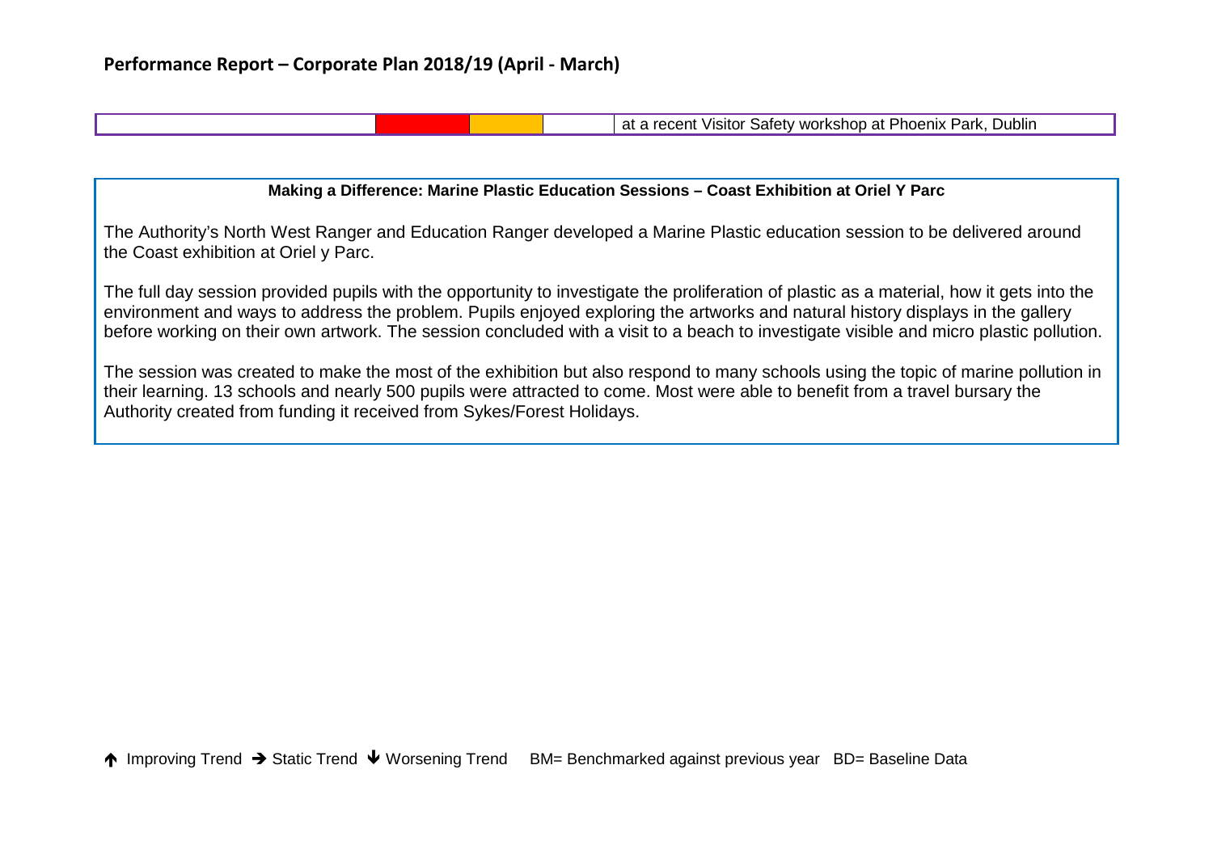## Performance Report – Corporate Plan 2018/19 (April - March)

| | | | | |
|---|---|---|---|---|
| | | | | at a recent Visitor Safety workshop at Phoenix Park, Dublin |

**Making a Difference: Marine Plastic Education Sessions – Coast Exhibition at Oriel Y Parc**

The Authority's North West Ranger and Education Ranger developed a Marine Plastic education session to be delivered around the Coast exhibition at Oriel y Parc.

The full day session provided pupils with the opportunity to investigate the proliferation of plastic as a material, how it gets into the environment and ways to address the problem. Pupils enjoyed exploring the artworks and natural history displays in the gallery before working on their own artwork. The session concluded with a visit to a beach to investigate visible and micro plastic pollution.

The session was created to make the most of the exhibition but also respond to many schools using the topic of marine pollution in their learning. 13 schools and nearly 500 pupils were attracted to come. Most were able to benefit from a travel bursary the Authority created from funding it received from Sykes/Forest Holidays.

↑ Improving Trend → Static Trend ↓ Worsening Trend BM= Benchmarked against previous year BD= Baseline Data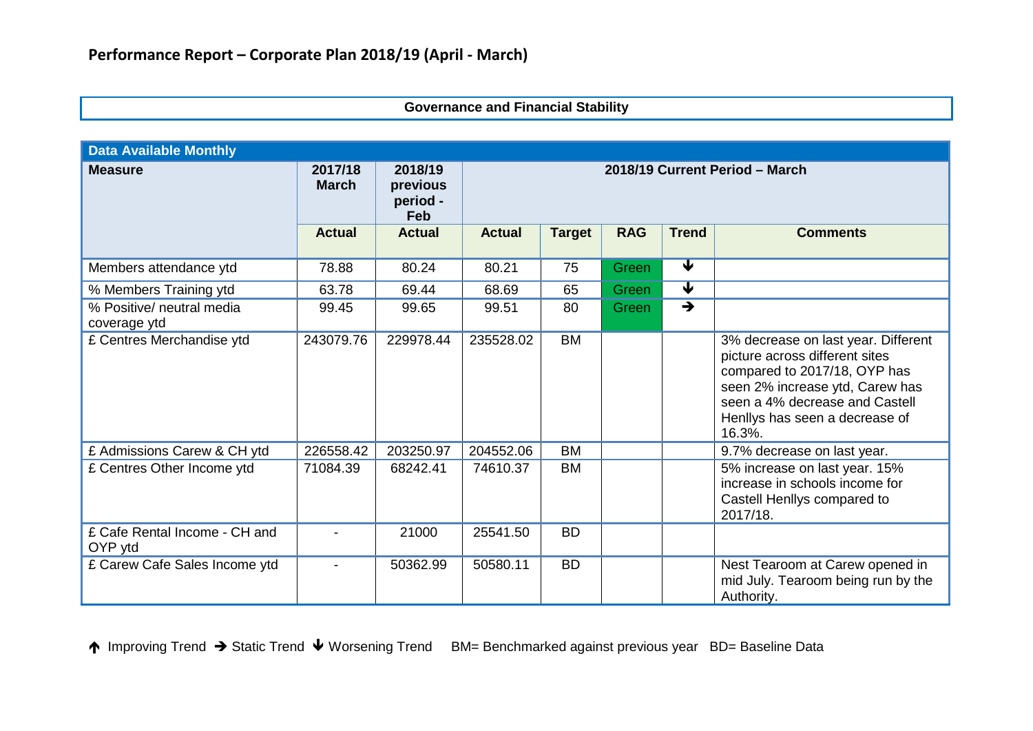## Performance Report – Corporate Plan 2018/19 (April - March)

**Governance and Financial Stability**

| Data Available Monthly | | | | | | | |
|---|---|---|---|---|---|---|---|
| **Measure** | **2017/18 March** | **2018/19 previous period - Feb** | **2018/19 Current Period – March** | | | | |
| | **Actual** | **Actual** | **Actual** | **Target** | **RAG** | **Trend** | **Comments** |
| Members attendance ytd | 78.88 | 80.24 | 80.21 | 75 | Green | ↓ | |
| % Members Training ytd | 63.78 | 69.44 | 68.69 | 65 | Green | ↓ | |
| % Positive/ neutral media coverage ytd | 99.45 | 99.65 | 99.51 | 80 | Green | → | |
| £ Centres Merchandise ytd | 243079.76 | 229978.44 | 235528.02 | BM | | | 3% decrease on last year. Different picture across different sites compared to 2017/18, OYP has seen 2% increase ytd, Carew has seen a 4% decrease and Castell Henllys has seen a decrease of 16.3%. |
| £ Admissions Carew & CH ytd | 226558.42 | 203250.97 | 204552.06 | BM | | | 9.7% decrease on last year. |
| £ Centres Other Income ytd | 71084.39 | 68242.41 | 74610.37 | BM | | | 5% increase on last year. 15% increase in schools income for Castell Henllys compared to 2017/18. |
| £ Cafe Rental Income - CH and OYP ytd | - | 21000 | 25541.50 | BD | | | |
| £ Carew Cafe Sales Income ytd | - | 50362.99 | 50580.11 | BD | | | Nest Tearoom at Carew opened in mid July. Tearoom being run by the Authority. |

↑ Improving Trend → Static Trend ↓ Worsening Trend BM= Benchmarked against previous year BD= Baseline Data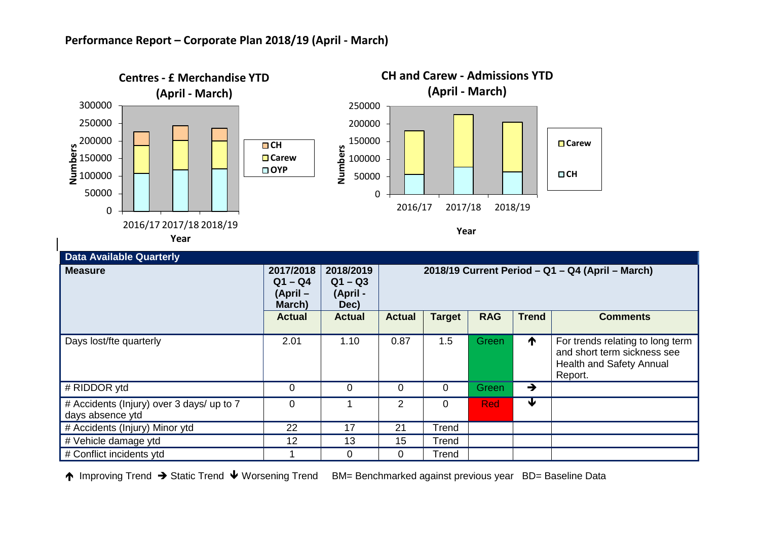**Performance Report – Corporate Plan 2018/19 (April - March)**

**Centres - £ Merchandise YTD (April - March)**

Numbers: 300000, 250000, 200000, 150000, 100000, 50000, 0

Year: 2016/17 2017/18 2018/19

CH, Carew, OYP

**CH and Carew - Admissions YTD (April - March)**

Numbers: 250000, 200000, 150000, 100000, 50000, 0

Year: 2016/17 2017/18 2018/19

Carew, CH

| Data Available Quarterly | | | | | | | |
|---|---|---|---|---|---|---|---|
| **Measure** | **2017/2018 Q1 – Q4 (April – March)** | **2018/2019 Q1 – Q3 (April - Dec)** | **2018/19 Current Period – Q1 – Q4 (April – March)** | | | | |
| | **Actual** | **Actual** | **Actual** | **Target** | **RAG** | **Trend** | **Comments** |
| Days lost/fte quarterly | 2.01 | 1.10 | 0.87 | 1.5 | Green | ↑ | For trends relating to long term and short term sickness see Health and Safety Annual Report. |
| # RIDDOR ytd | 0 | 0 | 0 | 0 | Green | → | |
| # Accidents (Injury) over 3 days/ up to 7 days absence ytd | 0 | 1 | 2 | 0 | Red | ↓ | |
| # Accidents (Injury) Minor ytd | 22 | 17 | 21 | Trend | | | |
| # Vehicle damage ytd | 12 | 13 | 15 | Trend | | | |
| # Conflict incidents ytd | 1 | 0 | 0 | Trend | | | |

↑ Improving Trend → Static Trend ↓ Worsening Trend BM= Benchmarked against previous year BD= Baseline Data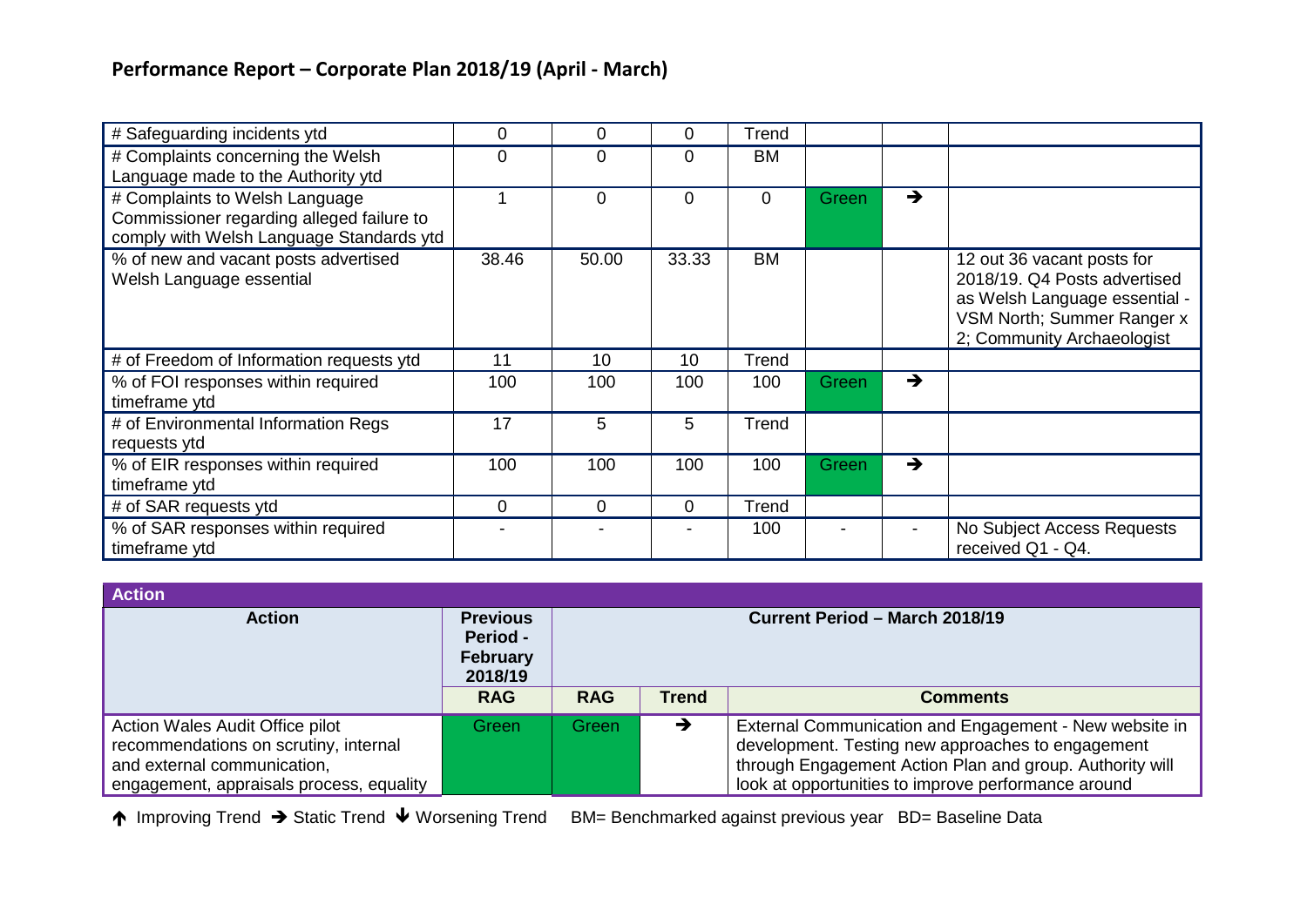## Performance Report – Corporate Plan 2018/19 (April - March)

| | | | | | | | |
|---|---|---|---|---|---|---|---|
| # Safeguarding incidents ytd | 0 | 0 | 0 | Trend | | | |
| # Complaints concerning the Welsh Language made to the Authority ytd | 0 | 0 | 0 | BM | | | |
| # Complaints to Welsh Language Commissioner regarding alleged failure to comply with Welsh Language Standards ytd | 1 | 0 | 0 | 0 | Green | ➔ | |
| % of new and vacant posts advertised Welsh Language essential | 38.46 | 50.00 | 33.33 | BM | | | 12 out 36 vacant posts for 2018/19. Q4 Posts advertised as Welsh Language essential - VSM North; Summer Ranger x 2; Community Archaeologist |
| # of Freedom of Information requests ytd | 11 | 10 | 10 | Trend | | | |
| % of FOI responses within required timeframe ytd | 100 | 100 | 100 | 100 | Green | ➔ | |
| # of Environmental Information Regs requests ytd | 17 | 5 | 5 | Trend | | | |
| % of EIR responses within required timeframe ytd | 100 | 100 | 100 | 100 | Green | ➔ | |
| # of SAR requests ytd | 0 | 0 | 0 | Trend | | | |
| % of SAR responses within required timeframe ytd | - | - | - | 100 | - | - | No Subject Access Requests received Q1 - Q4. |

**Action**

| Action | Previous Period - February 2018/19 | Current Period – March 2018/19 | | |
|---|---|---|---|---|
| | RAG | RAG | Trend | Comments |
| Action Wales Audit Office pilot recommendations on scrutiny, internal and external communication, engagement, appraisals process, equality | Green | Green | ➔ | External Communication and Engagement - New website in development. Testing new approaches to engagement through Engagement Action Plan and group. Authority will look at opportunities to improve performance around |

🡑 Improving Trend ➔ Static Trend 🡓 Worsening Trend  BM= Benchmarked against previous year  BD= Baseline Data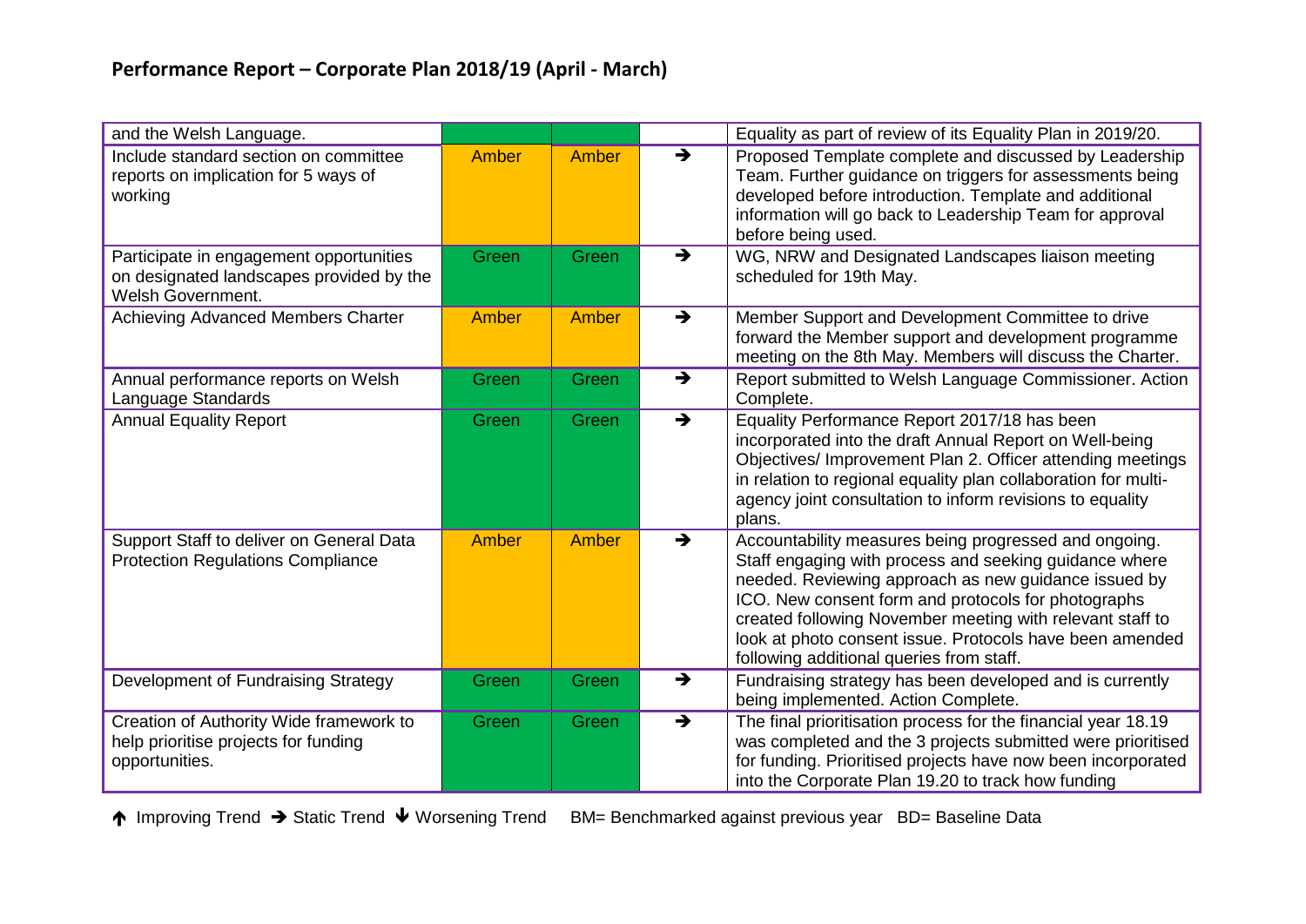# Performance Report – Corporate Plan 2018/19 (April - March)

| | | | | |
|---|---|---|---|---|
| and the Welsh Language. | | | | Equality as part of review of its Equality Plan in 2019/20. |
| Include standard section on committee reports on implication for 5 ways of working | Amber | Amber | → | Proposed Template complete and discussed by Leadership Team. Further guidance on triggers for assessments being developed before introduction. Template and additional information will go back to Leadership Team for approval before being used. |
| Participate in engagement opportunities on designated landscapes provided by the Welsh Government. | Green | Green | → | WG, NRW and Designated Landscapes liaison meeting scheduled for 19th May. |
| Achieving Advanced Members Charter | Amber | Amber | → | Member Support and Development Committee to drive forward the Member support and development programme meeting on the 8th May. Members will discuss the Charter. |
| Annual performance reports on Welsh Language Standards | Green | Green | → | Report submitted to Welsh Language Commissioner. Action Complete. |
| Annual Equality Report | Green | Green | → | Equality Performance Report 2017/18 has been incorporated into the draft Annual Report on Well-being Objectives/ Improvement Plan 2. Officer attending meetings in relation to regional equality plan collaboration for multi-agency joint consultation to inform revisions to equality plans. |
| Support Staff to deliver on General Data Protection Regulations Compliance | Amber | Amber | → | Accountability measures being progressed and ongoing. Staff engaging with process and seeking guidance where needed. Reviewing approach as new guidance issued by ICO. New consent form and protocols for photographs created following November meeting with relevant staff to look at photo consent issue. Protocols have been amended following additional queries from staff. |
| Development of Fundraising Strategy | Green | Green | → | Fundraising strategy has been developed and is currently being implemented. Action Complete. |
| Creation of Authority Wide framework to help prioritise projects for funding opportunities. | Green | Green | → | The final prioritisation process for the financial year 18.19 was completed and the 3 projects submitted were prioritised for funding. Prioritised projects have now been incorporated into the Corporate Plan 19.20 to track how funding |

↑ Improving Trend → Static Trend ↓ Worsening Trend BM= Benchmarked against previous year BD= Baseline Data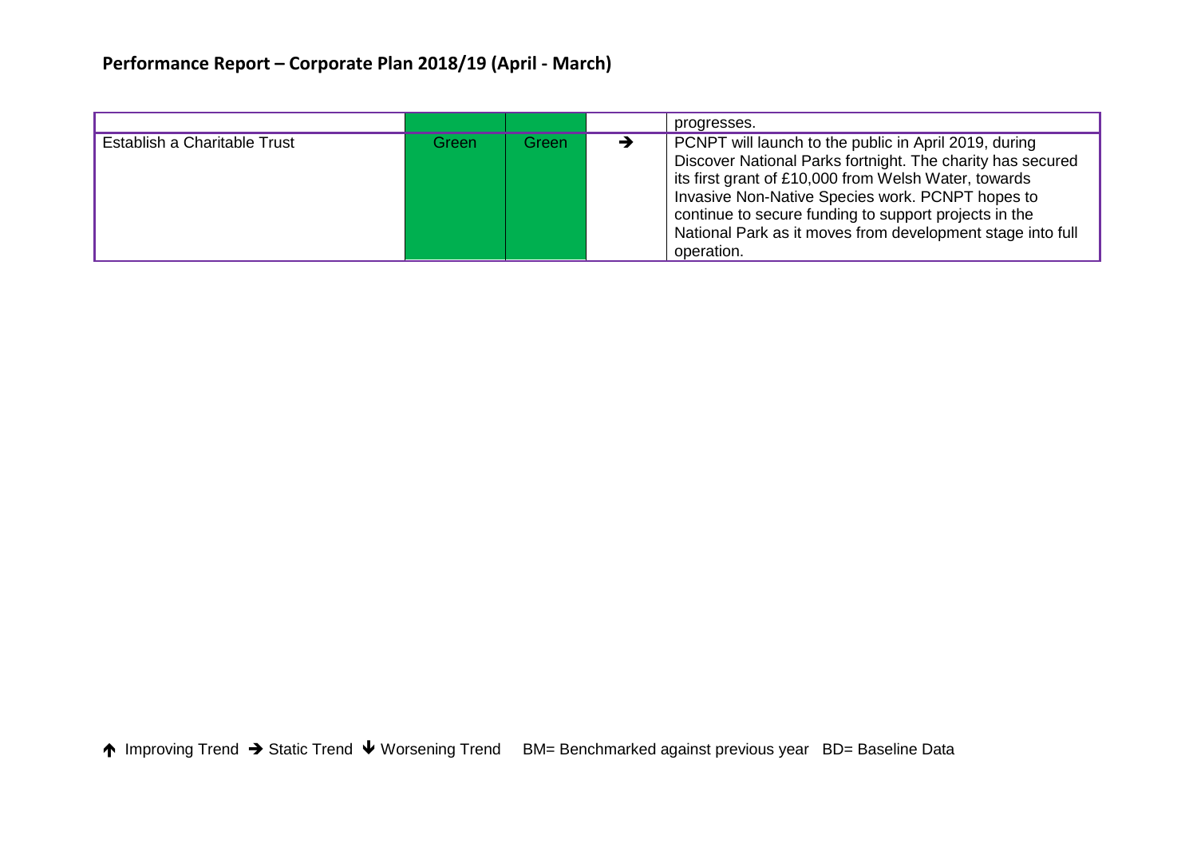## Performance Report – Corporate Plan 2018/19 (April - March)

| | | | | |
|---|---|---|---|---|
| | | | | progresses. |
| Establish a Charitable Trust | Green | Green | ➔ | PCNPT will launch to the public in April 2019, during Discover National Parks fortnight. The charity has secured its first grant of £10,000 from Welsh Water, towards Invasive Non-Native Species work. PCNPT hopes to continue to secure funding to support projects in the National Park as it moves from development stage into full operation. |

↑ Improving Trend ➔ Static Trend ↓ Worsening Trend BM= Benchmarked against previous year BD= Baseline Data